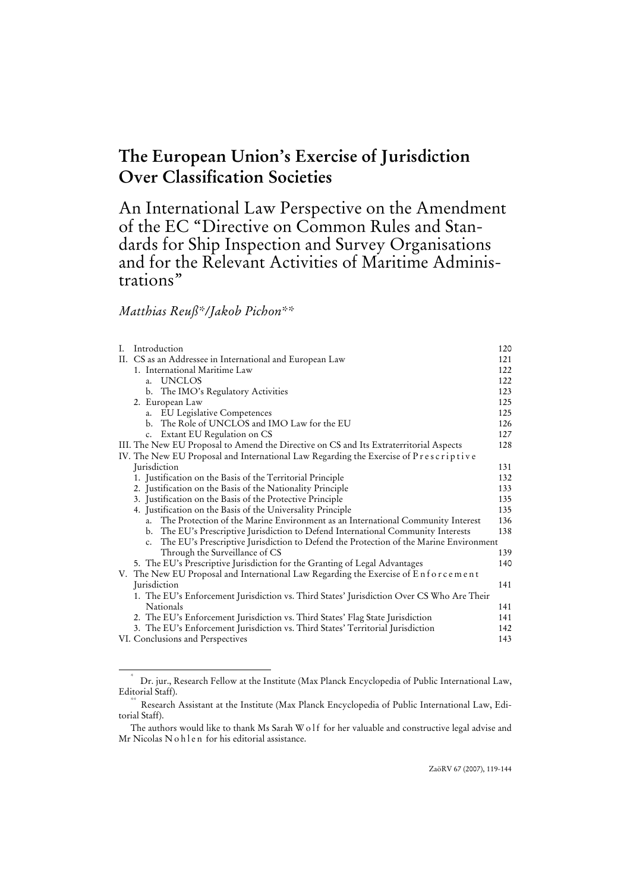# The European Union's Exercise of Jurisdiction Over Classification Societies

## An International Law Perspective on the Amendment of the EC "Directive on Common Rules and Standards for Ship Inspection and Survey Organisations and for the Relevant Activities of Maritime Administrations"

*Matthias Reuß\*/Jakob Pichon\*\**

| | |
|---|---|
| I. Introduction | 120 |
| II. CS as an Addressee in International and European Law | 121 |
| 1. International Maritime Law | 122 |
| a. UNCLOS | 122 |
| b. The IMO's Regulatory Activities | 123 |
| 2. European Law | 125 |
| a. EU Legislative Competences | 125 |
| b. The Role of UNCLOS and IMO Law for the EU | 126 |
| c. Extant EU Regulation on CS | 127 |
| III. The New EU Proposal to Amend the Directive on CS and Its Extraterritorial Aspects | 128 |
| IV. The New EU Proposal and International Law Regarding the Exercise of Prescriptive Jurisdiction | 131 |
| 1. Justification on the Basis of the Territorial Principle | 132 |
| 2. Justification on the Basis of the Nationality Principle | 133 |
| 3. Justification on the Basis of the Protective Principle | 135 |
| 4. Justification on the Basis of the Universality Principle | 135 |
| a. The Protection of the Marine Environment as an International Community Interest | 136 |
| b. The EU's Prescriptive Jurisdiction to Defend International Community Interests | 138 |
| c. The EU's Prescriptive Jurisdiction to Defend the Protection of the Marine Environment Through the Surveillance of CS | 139 |
| 5. The EU's Prescriptive Jurisdiction for the Granting of Legal Advantages | 140 |
| V. The New EU Proposal and International Law Regarding the Exercise of Enforcement Jurisdiction | 141 |
| 1. The EU's Enforcement Jurisdiction vs. Third States' Jurisdiction Over CS Who Are Their Nationals | 141 |
| 2. The EU's Enforcement Jurisdiction vs. Third States' Flag State Jurisdiction | 141 |
| 3. The EU's Enforcement Jurisdiction vs. Third States' Territorial Jurisdiction | 142 |
| VI. Conclusions and Perspectives | 143 |

---

\* Dr. jur., Research Fellow at the Institute (Max Planck Encyclopedia of Public International Law, Editorial Staff).

\*\* Research Assistant at the Institute (Max Planck Encyclopedia of Public International Law, Editorial Staff).

The authors would like to thank Ms Sarah Wolf for her valuable and constructive legal advise and Mr Nicolas Nohlen for his editorial assistance.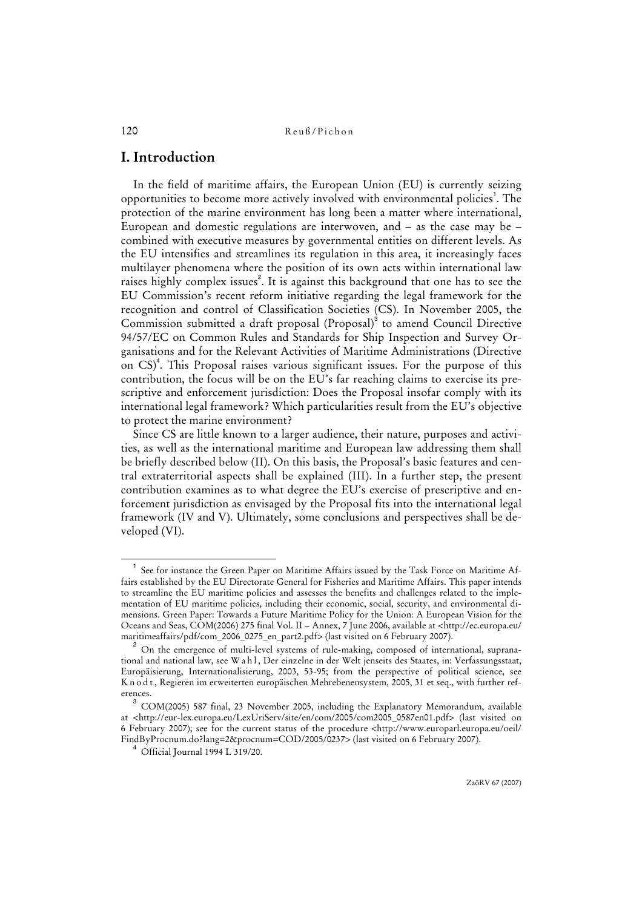## I. Introduction

In the field of maritime affairs, the European Union (EU) is currently seizing opportunities to become more actively involved with environmental policies[1]. The protection of the marine environment has long been a matter where international, European and domestic regulations are interwoven, and – as the case may be – combined with executive measures by governmental entities on different levels. As the EU intensifies and streamlines its regulation in this area, it increasingly faces multilayer phenomena where the position of its own acts within international law raises highly complex issues[2]. It is against this background that one has to see the EU Commission's recent reform initiative regarding the legal framework for the recognition and control of Classification Societies (CS). In November 2005, the Commission submitted a draft proposal (Proposal)[3] to amend Council Directive 94/57/EC on Common Rules and Standards for Ship Inspection and Survey Organisations and for the Relevant Activities of Maritime Administrations (Directive on CS)[4]. This Proposal raises various significant issues. For the purpose of this contribution, the focus will be on the EU's far reaching claims to exercise its prescriptive and enforcement jurisdiction: Does the Proposal insofar comply with its international legal framework? Which particularities result from the EU's objective to protect the marine environment?

Since CS are little known to a larger audience, their nature, purposes and activities, as well as the international maritime and European law addressing them shall be briefly described below (II). On this basis, the Proposal's basic features and central extraterritorial aspects shall be explained (III). In a further step, the present contribution examines as to what degree the EU's exercise of prescriptive and enforcement jurisdiction as envisaged by the Proposal fits into the international legal framework (IV and V). Ultimately, some conclusions and perspectives shall be developed (VI).

---

[1] See for instance the Green Paper on Maritime Affairs issued by the Task Force on Maritime Affairs established by the EU Directorate General for Fisheries and Maritime Affairs. This paper intends to streamline the EU maritime policies and assesses the benefits and challenges related to the implementation of EU maritime policies, including their economic, social, security, and environmental dimensions. Green Paper: Towards a Future Maritime Policy for the Union: A European Vision for the Oceans and Seas, COM(2006) 275 final Vol. II – Annex, 7 June 2006, available at <http://ec.europa.eu/maritimeaffairs/pdf/com_2006_0275_en_part2.pdf> (last visited on 6 February 2007).

[2] On the emergence of multi-level systems of rule-making, composed of international, supranational and national law, see Wahl, Der einzelne in der Welt jenseits des Staates, in: Verfassungsstaat, Europäisierung, Internationalisierung, 2003, 53-95; from the perspective of political science, see Knodt, Regieren im erweiterten europäischen Mehrebenensystem, 2005, 31 et seq., with further references.

[3] COM(2005) 587 final, 23 November 2005, including the Explanatory Memorandum, available at <http://eur-lex.europa.eu/LexUriServ/site/en/com/2005/com2005_0587en01.pdf> (last visited on 6 February 2007); see for the current status of the procedure <http://www.europarl.europa.eu/oeil/FindByProcnum.do?lang=2&procnum=COD/2005/0237> (last visited on 6 February 2007).

[4] Official Journal 1994 L 319/20.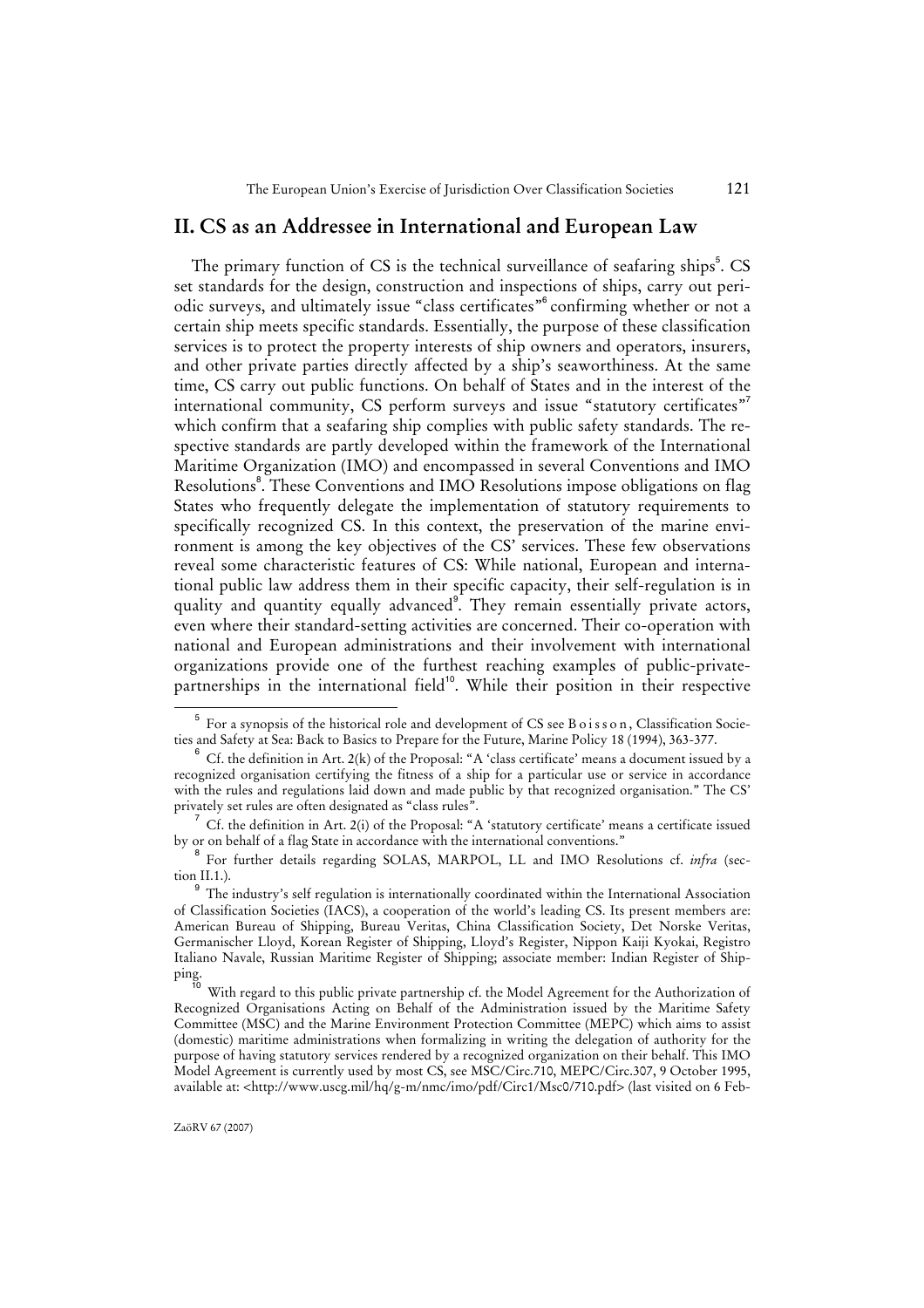## II. CS as an Addressee in International and European Law

The primary function of CS is the technical surveillance of seafaring ships[5]. CS set standards for the design, construction and inspections of ships, carry out periodic surveys, and ultimately issue "class certificates"[6] confirming whether or not a certain ship meets specific standards. Essentially, the purpose of these classification services is to protect the property interests of ship owners and operators, insurers, and other private parties directly affected by a ship's seaworthiness. At the same time, CS carry out public functions. On behalf of States and in the interest of the international community, CS perform surveys and issue "statutory certificates"[7] which confirm that a seafaring ship complies with public safety standards. The respective standards are partly developed within the framework of the International Maritime Organization (IMO) and encompassed in several Conventions and IMO Resolutions[8]. These Conventions and IMO Resolutions impose obligations on flag States who frequently delegate the implementation of statutory requirements to specifically recognized CS. In this context, the preservation of the marine environment is among the key objectives of the CS' services. These few observations reveal some characteristic features of CS: While national, European and international public law address them in their specific capacity, their self-regulation is in quality and quantity equally advanced[9]. They remain essentially private actors, even where their standard-setting activities are concerned. Their co-operation with national and European administrations and their involvement with international organizations provide one of the furthest reaching examples of public-private-partnerships in the international field[10]. While their position in their respective

[5] For a synopsis of the historical role and development of CS see Boisson, Classification Societies and Safety at Sea: Back to Basics to Prepare for the Future, Marine Policy 18 (1994), 363-377.

[6] Cf. the definition in Art. 2(k) of the Proposal: "A 'class certificate' means a document issued by a recognized organisation certifying the fitness of a ship for a particular use or service in accordance with the rules and regulations laid down and made public by that recognized organisation." The CS' privately set rules are often designated as "class rules".

[7] Cf. the definition in Art. 2(i) of the Proposal: "A 'statutory certificate' means a certificate issued by or on behalf of a flag State in accordance with the international conventions."

[8] For further details regarding SOLAS, MARPOL, LL and IMO Resolutions cf. *infra* (section II.1.).

[9] The industry's self regulation is internationally coordinated within the International Association of Classification Societies (IACS), a cooperation of the world's leading CS. Its present members are: American Bureau of Shipping, Bureau Veritas, China Classification Society, Det Norske Veritas, Germanischer Lloyd, Korean Register of Shipping, Lloyd's Register, Nippon Kaiji Kyokai, Registro Italiano Navale, Russian Maritime Register of Shipping; associate member: Indian Register of Shipping.

[10] With regard to this public private partnership cf. the Model Agreement for the Authorization of Recognized Organisations Acting on Behalf of the Administration issued by the Maritime Safety Committee (MSC) and the Marine Environment Protection Committee (MEPC) which aims to assist (domestic) maritime administrations when formalizing in writing the delegation of authority for the purpose of having statutory services rendered by a recognized organization on their behalf. This IMO Model Agreement is currently used by most CS, see MSC/Circ.710, MEPC/Circ.307, 9 October 1995, available at: <http://www.uscg.mil/hq/g-m/nmc/imo/pdf/Circ1/Msc0/710.pdf> (last visited on 6 Feb-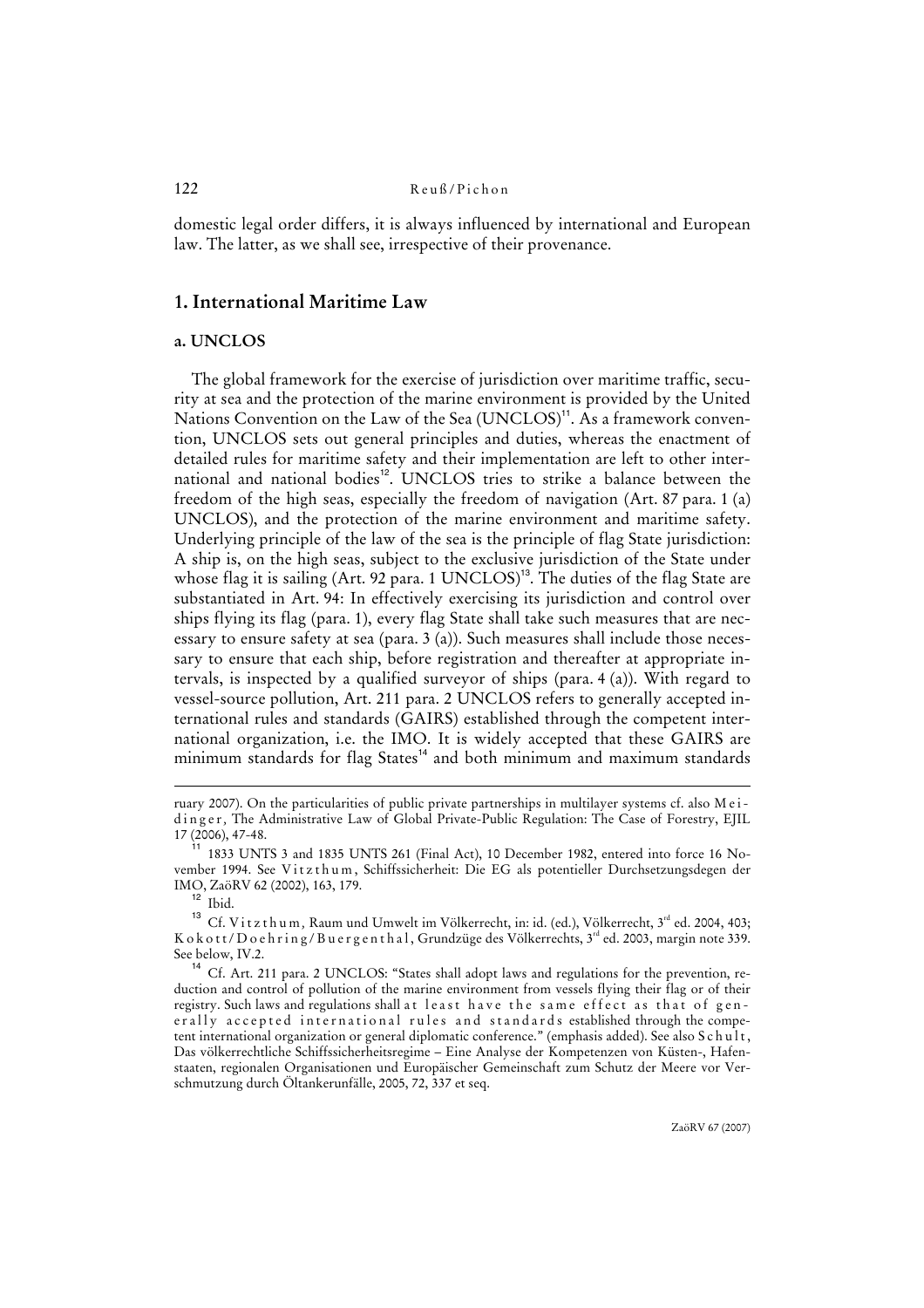domestic legal order differs, it is always influenced by international and European law. The latter, as we shall see, irrespective of their provenance.

## 1. International Maritime Law

### a. UNCLOS

The global framework for the exercise of jurisdiction over maritime traffic, security at sea and the protection of the marine environment is provided by the United Nations Convention on the Law of the Sea (UNCLOS)[11]. As a framework convention, UNCLOS sets out general principles and duties, whereas the enactment of detailed rules for maritime safety and their implementation are left to other international and national bodies[12]. UNCLOS tries to strike a balance between the freedom of the high seas, especially the freedom of navigation (Art. 87 para. 1 (a) UNCLOS), and the protection of the marine environment and maritime safety. Underlying principle of the law of the sea is the principle of flag State jurisdiction: A ship is, on the high seas, subject to the exclusive jurisdiction of the State under whose flag it is sailing (Art. 92 para. 1 UNCLOS)[13]. The duties of the flag State are substantiated in Art. 94: In effectively exercising its jurisdiction and control over ships flying its flag (para. 1), every flag State shall take such measures that are necessary to ensure safety at sea (para. 3 (a)). Such measures shall include those necessary to ensure that each ship, before registration and thereafter at appropriate intervals, is inspected by a qualified surveyor of ships (para. 4 (a)). With regard to vessel-source pollution, Art. 211 para. 2 UNCLOS refers to generally accepted international rules and standards (GAIRS) established through the competent international organization, i.e. the IMO. It is widely accepted that these GAIRS are minimum standards for flag States[14] and both minimum and maximum standards

---

ruary 2007). On the particularities of public private partnerships in multilayer systems cf. also Meidinger, The Administrative Law of Global Private-Public Regulation: The Case of Forestry, EJIL 17 (2006), 47-48.

[11] 1833 UNTS 3 and 1835 UNTS 261 (Final Act), 10 December 1982, entered into force 16 November 1994. See Vitzthum, Schiffssicherheit: Die EG als potentieller Durchsetzungsdegen der IMO, ZaöRV 62 (2002), 163, 179.

[12] Ibid.

[13] Cf. Vitzthum, Raum und Umwelt im Völkerrecht, in: id. (ed.), Völkerrecht, 3rd ed. 2004, 403; Kokott/Doehring/Buergenthal, Grundzüge des Völkerrechts, 3rd ed. 2003, margin note 339. See below, IV.2.

[14] Cf. Art. 211 para. 2 UNCLOS: "States shall adopt laws and regulations for the prevention, reduction and control of pollution of the marine environment from vessels flying their flag or of their registry. Such laws and regulations shall *at least have the same effect as that of generally accepted international rules and standards* established through the competent international organization or general diplomatic conference." (emphasis added). See also Schult, Das völkerrechtliche Schiffssicherheitsregime – Eine Analyse der Kompetenzen von Küsten-, Hafenstaaten, regionalen Organisationen und Europäischer Gemeinschaft zum Schutz der Meere vor Verschmutzung durch Öltankerunfälle, 2005, 72, 337 et seq.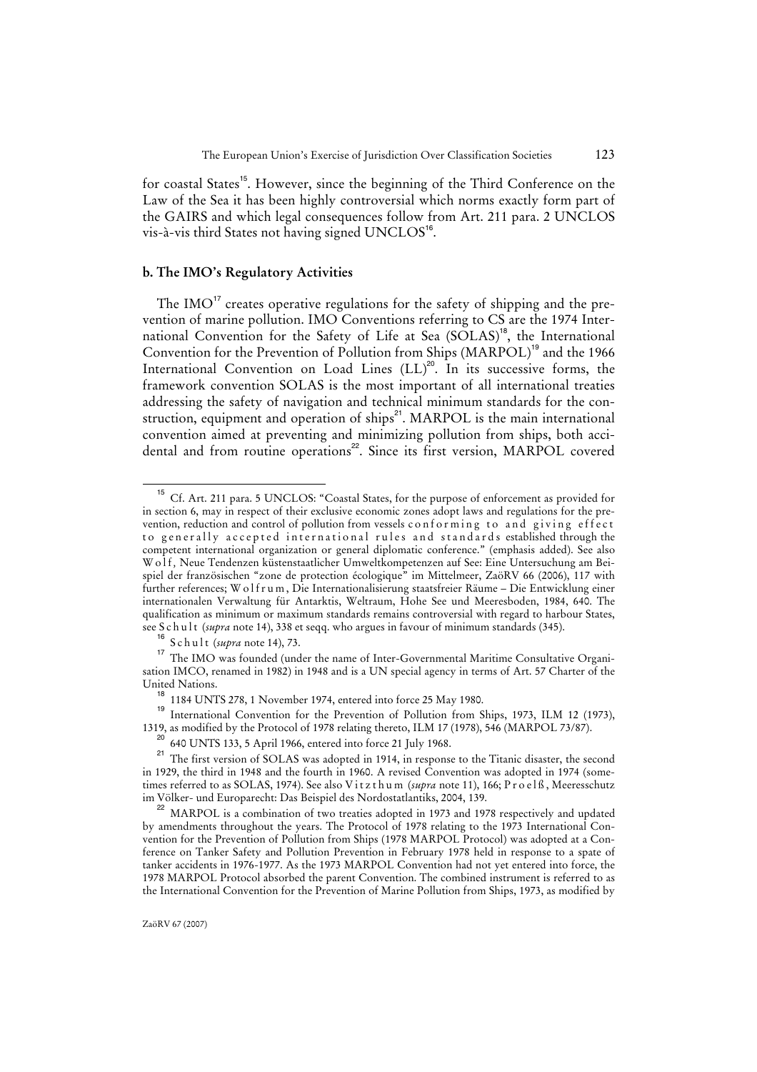for coastal States[15]. However, since the beginning of the Third Conference on the Law of the Sea it has been highly controversial which norms exactly form part of the GAIRS and which legal consequences follow from Art. 211 para. 2 UNCLOS vis-à-vis third States not having signed UNCLOS[16].

### b. The IMO's Regulatory Activities

The IMO[17] creates operative regulations for the safety of shipping and the prevention of marine pollution. IMO Conventions referring to CS are the 1974 International Convention for the Safety of Life at Sea (SOLAS)[18], the International Convention for the Prevention of Pollution from Ships (MARPOL)[19] and the 1966 International Convention on Load Lines (LL)[20]. In its successive forms, the framework convention SOLAS is the most important of all international treaties addressing the safety of navigation and technical minimum standards for the construction, equipment and operation of ships[21]. MARPOL is the main international convention aimed at preventing and minimizing pollution from ships, both accidental and from routine operations[22]. Since its first version, MARPOL covered

---

[15] Cf. Art. 211 para. 5 UNCLOS: "Coastal States, for the purpose of enforcement as provided for in section 6, may in respect of their exclusive economic zones adopt laws and regulations for the prevention, reduction and control of pollution from vessels conforming to and giving effect to generally accepted international rules and standards established through the competent international organization or general diplomatic conference." (emphasis added). See also Wolf, Neue Tendenzen küstenstaatlicher Umweltkompetenzen auf See: Eine Untersuchung am Beispiel der französischen "zone de protection écologique" im Mittelmeer, ZaöRV 66 (2006), 117 with further references; Wolfrum, Die Internationalisierung staatsfreier Räume – Die Entwicklung einer internationalen Verwaltung für Antarktis, Weltraum, Hohe See und Meeresboden, 1984, 640. The qualification as minimum or maximum standards remains controversial with regard to harbour States, see Schult (*supra* note 14), 338 et seqq. who argues in favour of minimum standards (345).

[16] Schult (*supra* note 14), 73.

[17] The IMO was founded (under the name of Inter-Governmental Maritime Consultative Organisation IMCO, renamed in 1982) in 1948 and is a UN special agency in terms of Art. 57 Charter of the United Nations.

[18] 1184 UNTS 278, 1 November 1974, entered into force 25 May 1980.

[19] International Convention for the Prevention of Pollution from Ships, 1973, ILM 12 (1973), 1319, as modified by the Protocol of 1978 relating thereto, ILM 17 (1978), 546 (MARPOL 73/87).

[20] 640 UNTS 133, 5 April 1966, entered into force 21 July 1968.

[21] The first version of SOLAS was adopted in 1914, in response to the Titanic disaster, the second in 1929, the third in 1948 and the fourth in 1960. A revised Convention was adopted in 1974 (sometimes referred to as SOLAS, 1974). See also Vitzthum (*supra* note 11), 166; Proelß, Meeresschutz im Völker- und Europarecht: Das Beispiel des Nordostatlantiks, 2004, 139.

[22] MARPOL is a combination of two treaties adopted in 1973 and 1978 respectively and updated by amendments throughout the years. The Protocol of 1978 relating to the 1973 International Convention for the Prevention of Pollution from Ships (1978 MARPOL Protocol) was adopted at a Conference on Tanker Safety and Pollution Prevention in February 1978 held in response to a spate of tanker accidents in 1976-1977. As the 1973 MARPOL Convention had not yet entered into force, the 1978 MARPOL Protocol absorbed the parent Convention. The combined instrument is referred to as the International Convention for the Prevention of Marine Pollution from Ships, 1973, as modified by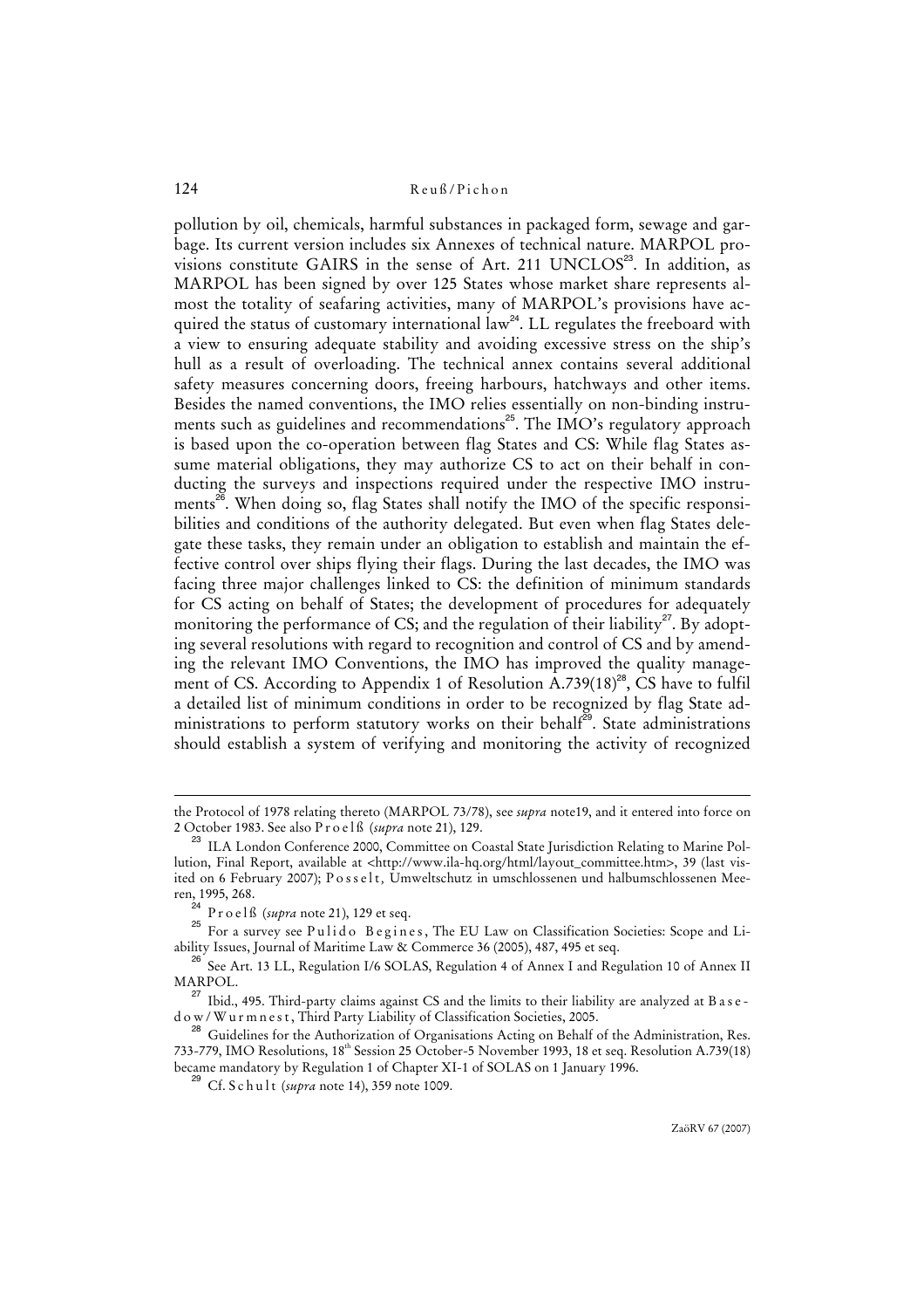pollution by oil, chemicals, harmful substances in packaged form, sewage and garbage. Its current version includes six Annexes of technical nature. MARPOL provisions constitute GAIRS in the sense of Art. 211 UNCLOS[23]. In addition, as MARPOL has been signed by over 125 States whose market share represents almost the totality of seafaring activities, many of MARPOL's provisions have acquired the status of customary international law[24]. LL regulates the freeboard with a view to ensuring adequate stability and avoiding excessive stress on the ship's hull as a result of overloading. The technical annex contains several additional safety measures concerning doors, freeing harbours, hatchways and other items. Besides the named conventions, the IMO relies essentially on non-binding instruments such as guidelines and recommendations[25]. The IMO's regulatory approach is based upon the co-operation between flag States and CS: While flag States assume material obligations, they may authorize CS to act on their behalf in conducting the surveys and inspections required under the respective IMO instruments[26]. When doing so, flag States shall notify the IMO of the specific responsibilities and conditions of the authority delegated. But even when flag States delegate these tasks, they remain under an obligation to establish and maintain the effective control over ships flying their flags. During the last decades, the IMO was facing three major challenges linked to CS: the definition of minimum standards for CS acting on behalf of States; the development of procedures for adequately monitoring the performance of CS; and the regulation of their liability[27]. By adopting several resolutions with regard to recognition and control of CS and by amending the relevant IMO Conventions, the IMO has improved the quality management of CS. According to Appendix 1 of Resolution A.739(18)[28], CS have to fulfil a detailed list of minimum conditions in order to be recognized by flag State administrations to perform statutory works on their behalf[29]. State administrations should establish a system of verifying and monitoring the activity of recognized

---

the Protocol of 1978 relating thereto (MARPOL 73/78), see *supra* note19, and it entered into force on 2 October 1983. See also Proelß (*supra* note 21), 129.

[23] ILA London Conference 2000, Committee on Coastal State Jurisdiction Relating to Marine Pollution, Final Report, available at <http://www.ila-hq.org/html/layout_committee.htm>, 39 (last visited on 6 February 2007); Posselt, Umweltschutz in umschlossenen und halbumschlossenen Meeren, 1995, 268.

[24] Proelß (*supra* note 21), 129 et seq.

[25] For a survey see Pulido Begines, The EU Law on Classification Societies: Scope and Liability Issues, Journal of Maritime Law & Commerce 36 (2005), 487, 495 et seq.

[26] See Art. 13 LL, Regulation I/6 SOLAS, Regulation 4 of Annex I and Regulation 10 of Annex II MARPOL.

[27] Ibid., 495. Third-party claims against CS and the limits to their liability are analyzed at Basedow/Wurmnest, Third Party Liability of Classification Societies, 2005.

[28] Guidelines for the Authorization of Organisations Acting on Behalf of the Administration, Res. 733-779, IMO Resolutions, 18th Session 25 October-5 November 1993, 18 et seq. Resolution A.739(18) became mandatory by Regulation 1 of Chapter XI-1 of SOLAS on 1 January 1996.

[29] Cf. Schult (*supra* note 14), 359 note 1009.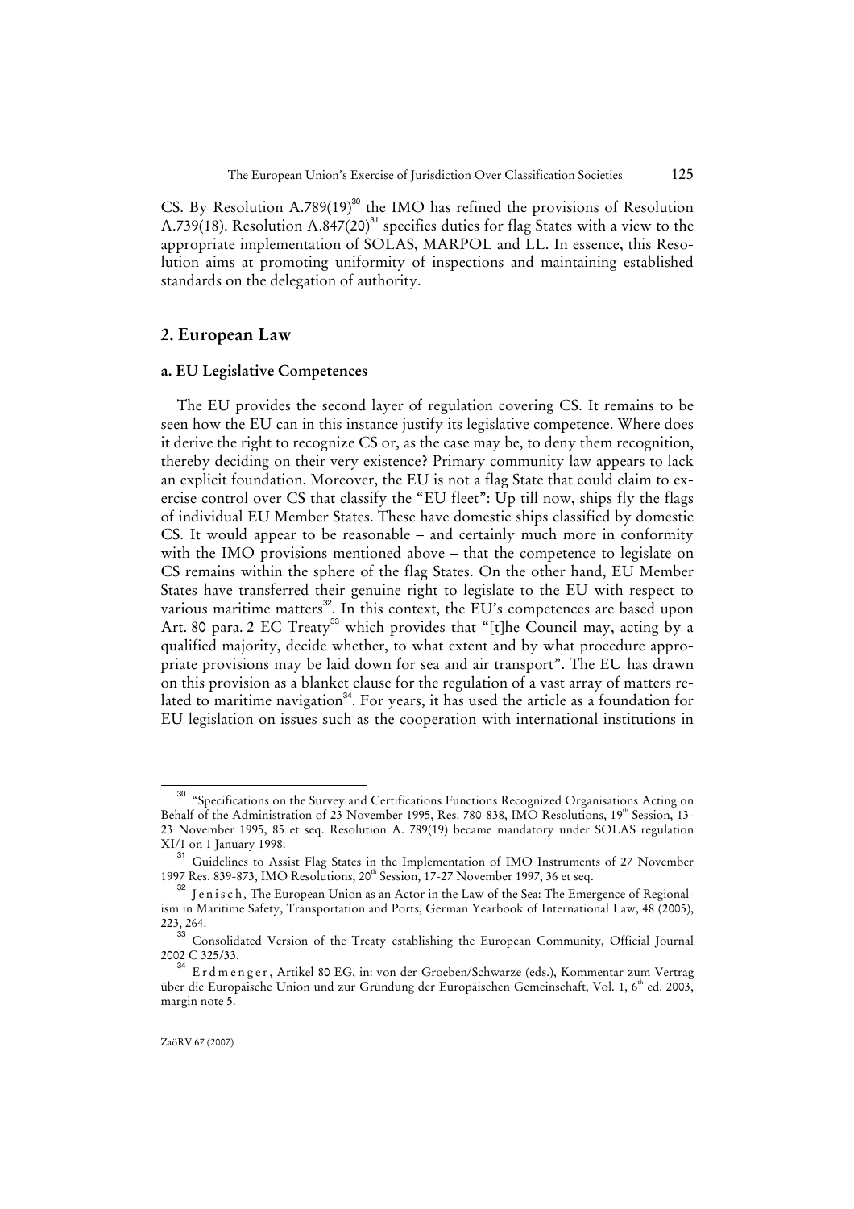CS. By Resolution A.789(19)[30] the IMO has refined the provisions of Resolution A.739(18). Resolution A.847(20)[31] specifies duties for flag States with a view to the appropriate implementation of SOLAS, MARPOL and LL. In essence, this Resolution aims at promoting uniformity of inspections and maintaining established standards on the delegation of authority.

## 2. European Law

### a. EU Legislative Competences

The EU provides the second layer of regulation covering CS. It remains to be seen how the EU can in this instance justify its legislative competence. Where does it derive the right to recognize CS or, as the case may be, to deny them recognition, thereby deciding on their very existence? Primary community law appears to lack an explicit foundation. Moreover, the EU is not a flag State that could claim to exercise control over CS that classify the "EU fleet": Up till now, ships fly the flags of individual EU Member States. These have domestic ships classified by domestic CS. It would appear to be reasonable – and certainly much more in conformity with the IMO provisions mentioned above – that the competence to legislate on CS remains within the sphere of the flag States. On the other hand, EU Member States have transferred their genuine right to legislate to the EU with respect to various maritime matters[32]. In this context, the EU's competences are based upon Art. 80 para. 2 EC Treaty[33] which provides that "[t]he Council may, acting by a qualified majority, decide whether, to what extent and by what procedure appropriate provisions may be laid down for sea and air transport". The EU has drawn on this provision as a blanket clause for the regulation of a vast array of matters related to maritime navigation[34]. For years, it has used the article as a foundation for EU legislation on issues such as the cooperation with international institutions in

---

[30] "Specifications on the Survey and Certifications Functions Recognized Organisations Acting on Behalf of the Administration of 23 November 1995, Res. 780-838, IMO Resolutions, 19th Session, 13-23 November 1995, 85 et seq. Resolution A. 789(19) became mandatory under SOLAS regulation XI/1 on 1 January 1998.

[31] Guidelines to Assist Flag States in the Implementation of IMO Instruments of 27 November 1997 Res. 839-873, IMO Resolutions, 20th Session, 17-27 November 1997, 36 et seq.

[32] Jenisch, The European Union as an Actor in the Law of the Sea: The Emergence of Regionalism in Maritime Safety, Transportation and Ports, German Yearbook of International Law, 48 (2005), 223, 264.

[33] Consolidated Version of the Treaty establishing the European Community, Official Journal 2002 C 325/33.

[34] Erdmenger, Artikel 80 EG, in: von der Groeben/Schwarze (eds.), Kommentar zum Vertrag über die Europäische Union und zur Gründung der Europäischen Gemeinschaft, Vol. 1, 6th ed. 2003, margin note 5.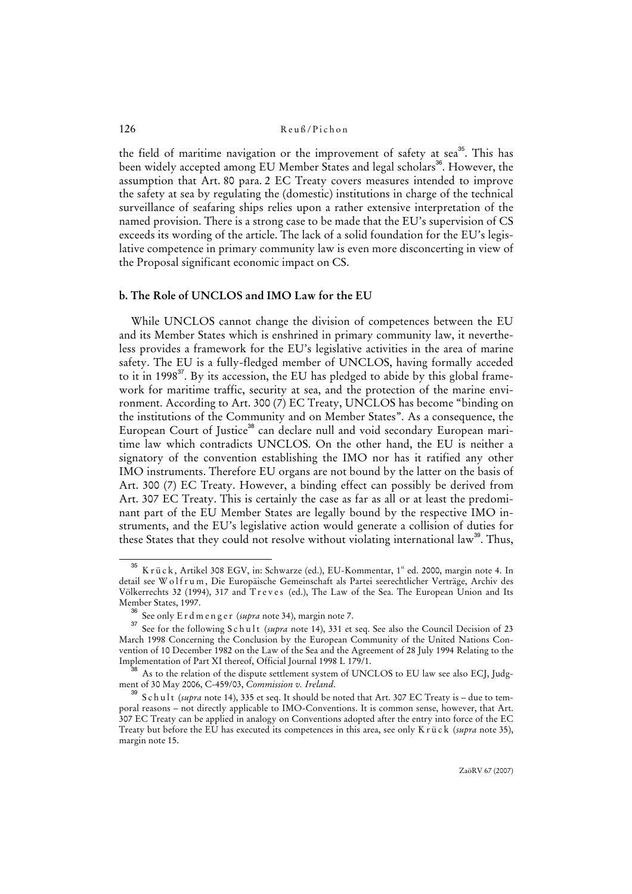the field of maritime navigation or the improvement of safety at sea[35]. This has been widely accepted among EU Member States and legal scholars[36]. However, the assumption that Art. 80 para. 2 EC Treaty covers measures intended to improve the safety at sea by regulating the (domestic) institutions in charge of the technical surveillance of seafaring ships relies upon a rather extensive interpretation of the named provision. There is a strong case to be made that the EU's supervision of CS exceeds its wording of the article. The lack of a solid foundation for the EU's legislative competence in primary community law is even more disconcerting in view of the Proposal significant economic impact on CS.

### b. The Role of UNCLOS and IMO Law for the EU

While UNCLOS cannot change the division of competences between the EU and its Member States which is enshrined in primary community law, it nevertheless provides a framework for the EU's legislative activities in the area of marine safety. The EU is a fully-fledged member of UNCLOS, having formally acceded to it in 1998[37]. By its accession, the EU has pledged to abide by this global framework for maritime traffic, security at sea, and the protection of the marine environment. According to Art. 300 (7) EC Treaty, UNCLOS has become "binding on the institutions of the Community and on Member States". As a consequence, the European Court of Justice[38] can declare null and void secondary European maritime law which contradicts UNCLOS. On the other hand, the EU is neither a signatory of the convention establishing the IMO nor has it ratified any other IMO instruments. Therefore EU organs are not bound by the latter on the basis of Art. 300 (7) EC Treaty. However, a binding effect can possibly be derived from Art. 307 EC Treaty. This is certainly the case as far as all or at least the predominant part of the EU Member States are legally bound by the respective IMO instruments, and the EU's legislative action would generate a collision of duties for these States that they could not resolve without violating international law[39]. Thus,

---

[35] Krück, Artikel 308 EGV, in: Schwarze (ed.), EU-Kommentar, 1st ed. 2000, margin note 4. In detail see Wolfrum, Die Europäische Gemeinschaft als Partei seerechtlicher Verträge, Archiv des Völkerrechts 32 (1994), 317 and Treves (ed.), The Law of the Sea. The European Union and Its Member States, 1997.

[36] See only Erdmenger (*supra* note 34), margin note 7.

[37] See for the following Schult (*supra* note 14), 331 et seq. See also the Council Decision of 23 March 1998 Concerning the Conclusion by the European Community of the United Nations Convention of 10 December 1982 on the Law of the Sea and the Agreement of 28 July 1994 Relating to the Implementation of Part XI thereof, Official Journal 1998 L 179/1.

[38] As to the relation of the dispute settlement system of UNCLOS to EU law see also ECJ, Judgment of 30 May 2006, C-459/03, *Commission v. Ireland*.

[39] Schult (*supra* note 14), 335 et seq. It should be noted that Art. 307 EC Treaty is – due to temporal reasons – not directly applicable to IMO-Conventions. It is common sense, however, that Art. 307 EC Treaty can be applied in analogy on Conventions adopted after the entry into force of the EC Treaty but before the EU has executed its competences in this area, see only Krück (*supra* note 35), margin note 15.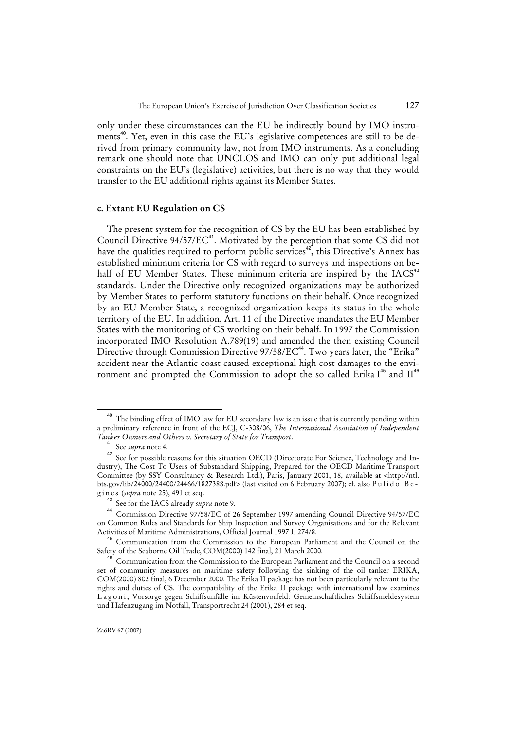only under these circumstances can the EU be indirectly bound by IMO instruments[40]. Yet, even in this case the EU's legislative competences are still to be derived from primary community law, not from IMO instruments. As a concluding remark one should note that UNCLOS and IMO can only put additional legal constraints on the EU's (legislative) activities, but there is no way that they would transfer to the EU additional rights against its Member States.

### c. Extant EU Regulation on CS

The present system for the recognition of CS by the EU has been established by Council Directive 94/57/EC[41]. Motivated by the perception that some CS did not have the qualities required to perform public services[42], this Directive's Annex has established minimum criteria for CS with regard to surveys and inspections on behalf of EU Member States. These minimum criteria are inspired by the IACS[43] standards. Under the Directive only recognized organizations may be authorized by Member States to perform statutory functions on their behalf. Once recognized by an EU Member State, a recognized organization keeps its status in the whole territory of the EU. In addition, Art. 11 of the Directive mandates the EU Member States with the monitoring of CS working on their behalf. In 1997 the Commission incorporated IMO Resolution A.789(19) and amended the then existing Council Directive through Commission Directive 97/58/EC[44]. Two years later, the "Erika" accident near the Atlantic coast caused exceptional high cost damages to the environment and prompted the Commission to adopt the so called Erika I[45] and II[46]

---

[40] The binding effect of IMO law for EU secondary law is an issue that is currently pending within a preliminary reference in front of the ECJ, C-308/06, *The International Association of Independent Tanker Owners and Others v. Secretary of State for Transport*.

[41] See *supra* note 4.

[42] See for possible reasons for this situation OECD (Directorate For Science, Technology and Industry), The Cost To Users of Substandard Shipping, Prepared for the OECD Maritime Transport Committee (by SSY Consultancy & Research Ltd.), Paris, January 2001, 18, available at <http://ntl.bts.gov/lib/24000/24400/24466/1827388.pdf> (last visited on 6 February 2007); cf. also Pulido Begines (*supra* note 25), 491 et seq.

[43] See for the IACS already *supra* note 9.

[44] Commission Directive 97/58/EC of 26 September 1997 amending Council Directive 94/57/EC on Common Rules and Standards for Ship Inspection and Survey Organisations and for the Relevant Activities of Maritime Administrations, Official Journal 1997 L 274/8.

[45] Communication from the Commission to the European Parliament and the Council on the Safety of the Seaborne Oil Trade, COM(2000) 142 final, 21 March 2000.

[46] Communication from the Commission to the European Parliament and the Council on a second set of community measures on maritime safety following the sinking of the oil tanker ERIKA, COM(2000) 802 final, 6 December 2000. The Erika II package has not been particularly relevant to the rights and duties of CS. The compatibility of the Erika II package with international law examines Lagoni, Vorsorge gegen Schiffsunfälle im Küstenvorfeld: Gemeinschaftliches Schiffsmeldesystem und Hafenzugang im Notfall, Transportrecht 24 (2001), 284 et seq.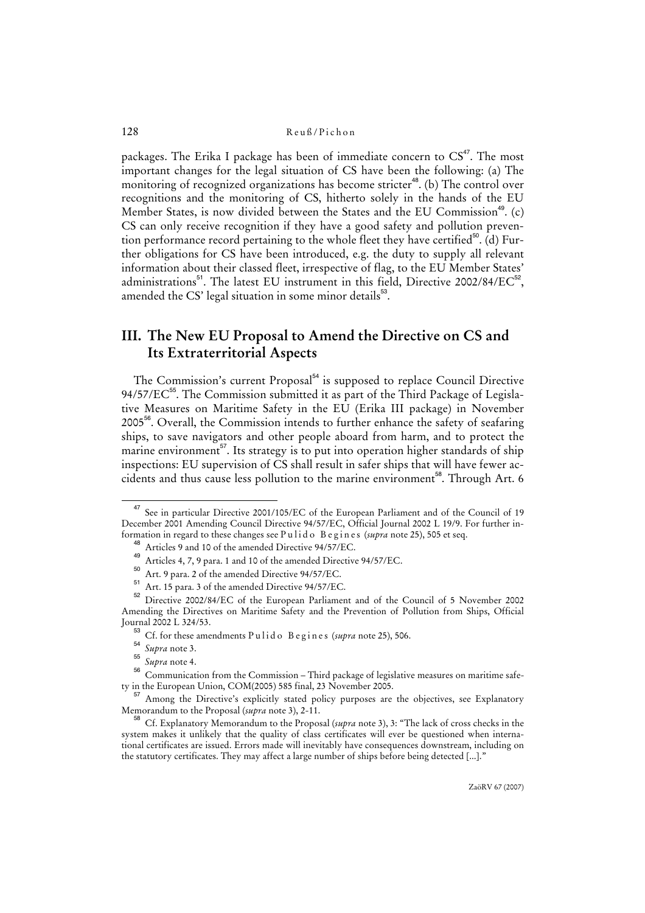packages. The Erika I package has been of immediate concern to CS[47]. The most important changes for the legal situation of CS have been the following: (a) The monitoring of recognized organizations has become stricter[48]. (b) The control over recognitions and the monitoring of CS, hitherto solely in the hands of the EU Member States, is now divided between the States and the EU Commission[49]. (c) CS can only receive recognition if they have a good safety and pollution prevention performance record pertaining to the whole fleet they have certified[50]. (d) Further obligations for CS have been introduced, e.g. the duty to supply all relevant information about their classed fleet, irrespective of flag, to the EU Member States' administrations[51]. The latest EU instrument in this field, Directive 2002/84/EC[52], amended the CS' legal situation in some minor details[53].

## III. The New EU Proposal to Amend the Directive on CS and Its Extraterritorial Aspects

The Commission's current Proposal[54] is supposed to replace Council Directive 94/57/EC[55]. The Commission submitted it as part of the Third Package of Legislative Measures on Maritime Safety in the EU (Erika III package) in November 2005[56]. Overall, the Commission intends to further enhance the safety of seafaring ships, to save navigators and other people aboard from harm, and to protect the marine environment[57]. Its strategy is to put into operation higher standards of ship inspections: EU supervision of CS shall result in safer ships that will have fewer accidents and thus cause less pollution to the marine environment[58]. Through Art. 6

---

[47] See in particular Directive 2001/105/EC of the European Parliament and of the Council of 19 December 2001 Amending Council Directive 94/57/EC, Official Journal 2002 L 19/9. For further information in regard to these changes see Pulido Begines (*supra* note 25), 505 et seq.

[48] Articles 9 and 10 of the amended Directive 94/57/EC.

[49] Articles 4, 7, 9 para. 1 and 10 of the amended Directive 94/57/EC.

[50] Art. 9 para. 2 of the amended Directive 94/57/EC.

[51] Art. 15 para. 3 of the amended Directive 94/57/EC.

[52] Directive 2002/84/EC of the European Parliament and of the Council of 5 November 2002 Amending the Directives on Maritime Safety and the Prevention of Pollution from Ships, Official Journal 2002 L 324/53.

[53] Cf. for these amendments Pulido Begines (*supra* note 25), 506.

[54] *Supra* note 3.

[55] *Supra* note 4.

[56] Communication from the Commission – Third package of legislative measures on maritime safety in the European Union, COM(2005) 585 final, 23 November 2005.

[57] Among the Directive's explicitly stated policy purposes are the objectives, see Explanatory Memorandum to the Proposal (*supra* note 3), 2-11.

[58] Cf. Explanatory Memorandum to the Proposal (*supra* note 3), 3: "The lack of cross checks in the system makes it unlikely that the quality of class certificates will ever be questioned when international certificates are issued. Errors made will inevitably have consequences downstream, including on the statutory certificates. They may affect a large number of ships before being detected [...]."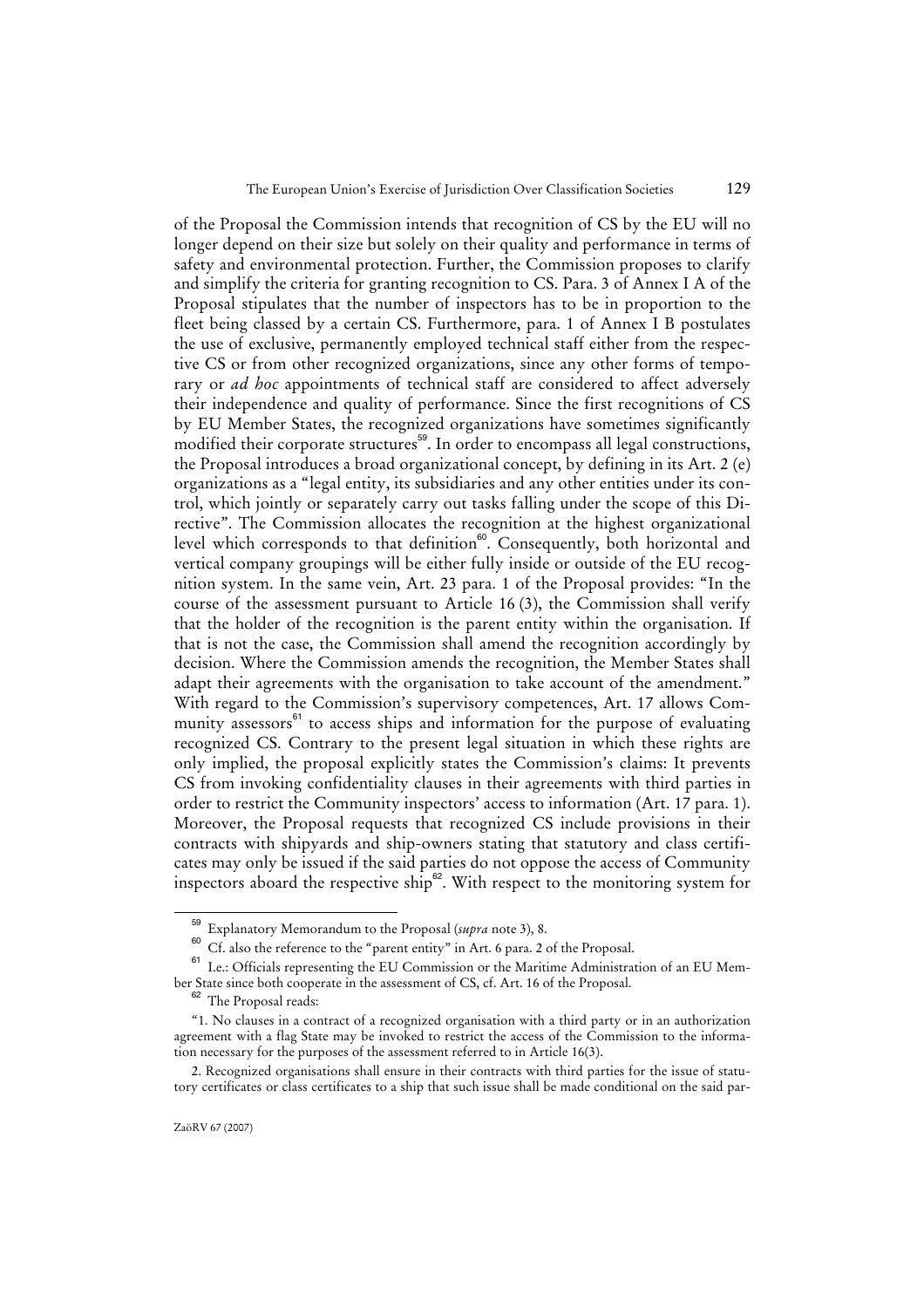of the Proposal the Commission intends that recognition of CS by the EU will no longer depend on their size but solely on their quality and performance in terms of safety and environmental protection. Further, the Commission proposes to clarify and simplify the criteria for granting recognition to CS. Para. 3 of Annex I A of the Proposal stipulates that the number of inspectors has to be in proportion to the fleet being classed by a certain CS. Furthermore, para. 1 of Annex I B postulates the use of exclusive, permanently employed technical staff either from the respective CS or from other recognized organizations, since any other forms of temporary or *ad hoc* appointments of technical staff are considered to affect adversely their independence and quality of performance. Since the first recognitions of CS by EU Member States, the recognized organizations have sometimes significantly modified their corporate structures[59]. In order to encompass all legal constructions, the Proposal introduces a broad organizational concept, by defining in its Art. 2 (e) organizations as a "legal entity, its subsidiaries and any other entities under its control, which jointly or separately carry out tasks falling under the scope of this Directive". The Commission allocates the recognition at the highest organizational level which corresponds to that definition[60]. Consequently, both horizontal and vertical company groupings will be either fully inside or outside of the EU recognition system. In the same vein, Art. 23 para. 1 of the Proposal provides: "In the course of the assessment pursuant to Article 16 (3), the Commission shall verify that the holder of the recognition is the parent entity within the organisation. If that is not the case, the Commission shall amend the recognition accordingly by decision. Where the Commission amends the recognition, the Member States shall adapt their agreements with the organisation to take account of the amendment." With regard to the Commission's supervisory competences, Art. 17 allows Community assessors[61] to access ships and information for the purpose of evaluating recognized CS. Contrary to the present legal situation in which these rights are only implied, the proposal explicitly states the Commission's claims: It prevents CS from invoking confidentiality clauses in their agreements with third parties in order to restrict the Community inspectors' access to information (Art. 17 para. 1). Moreover, the Proposal requests that recognized CS include provisions in their contracts with shipyards and ship-owners stating that statutory and class certificates may only be issued if the said parties do not oppose the access of Community inspectors aboard the respective ship[62]. With respect to the monitoring system for

---

[59] Explanatory Memorandum to the Proposal (*supra* note 3), 8.

[60] Cf. also the reference to the "parent entity" in Art. 6 para. 2 of the Proposal.

[61] I.e.: Officials representing the EU Commission or the Maritime Administration of an EU Member State since both cooperate in the assessment of CS, cf. Art. 16 of the Proposal.

[62] The Proposal reads:

"1. No clauses in a contract of a recognized organisation with a third party or in an authorization agreement with a flag State may be invoked to restrict the access of the Commission to the information necessary for the purposes of the assessment referred to in Article 16(3).

2. Recognized organisations shall ensure in their contracts with third parties for the issue of statutory certificates or class certificates to a ship that such issue shall be made conditional on the said par-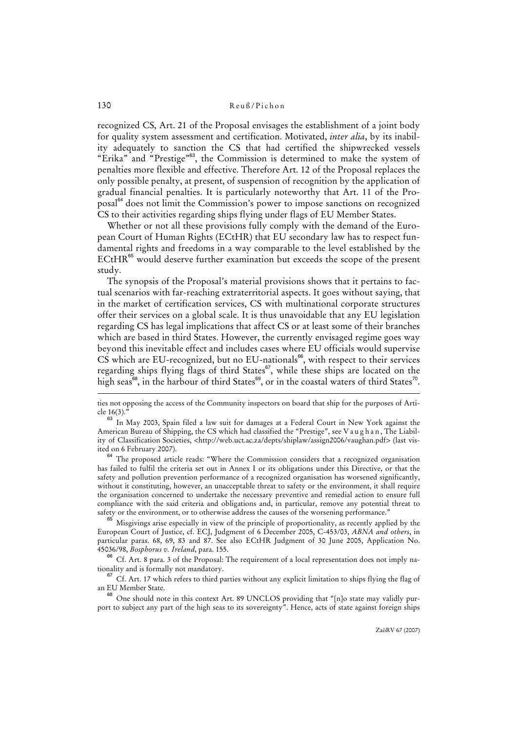recognized CS, Art. 21 of the Proposal envisages the establishment of a joint body for quality system assessment and certification. Motivated, *inter alia*, by its inability adequately to sanction the CS that had certified the shipwrecked vessels "Erika" and "Prestige"[63], the Commission is determined to make the system of penalties more flexible and effective. Therefore Art. 12 of the Proposal replaces the only possible penalty, at present, of suspension of recognition by the application of gradual financial penalties. It is particularly noteworthy that Art. 11 of the Proposal[64] does not limit the Commission's power to impose sanctions on recognized CS to their activities regarding ships flying under flags of EU Member States.

Whether or not all these provisions fully comply with the demand of the European Court of Human Rights (ECtHR) that EU secondary law has to respect fundamental rights and freedoms in a way comparable to the level established by the ECtHR[65] would deserve further examination but exceeds the scope of the present study.

The synopsis of the Proposal's material provisions shows that it pertains to factual scenarios with far-reaching extraterritorial aspects. It goes without saying, that in the market of certification services, CS with multinational corporate structures offer their services on a global scale. It is thus unavoidable that any EU legislation regarding CS has legal implications that affect CS or at least some of their branches which are based in third States. However, the currently envisaged regime goes way beyond this inevitable effect and includes cases where EU officials would supervise CS which are EU-recognized, but no EU-nationals[66], with respect to their services regarding ships flying flags of third States[67], while these ships are located on the high seas[68], in the harbour of third States[69], or in the coastal waters of third States[70].

---

ties not opposing the access of the Community inspectors on board that ship for the purposes of Article 16(3)."

[63] In May 2003, Spain filed a law suit for damages at a Federal Court in New York against the American Bureau of Shipping, the CS which had classified the "Prestige", see Vaughan, The Liability of Classification Societies, <http://web.uct.ac.za/depts/shiplaw/assign2006/vaughan.pdf> (last visited on 6 February 2007).

[64] The proposed article reads: "Where the Commission considers that a recognized organisation has failed to fulfil the criteria set out in Annex I or its obligations under this Directive, or that the safety and pollution prevention performance of a recognized organisation has worsened significantly, without it constituting, however, an unacceptable threat to safety or the environment, it shall require the organisation concerned to undertake the necessary preventive and remedial action to ensure full compliance with the said criteria and obligations and, in particular, remove any potential threat to safety or the environment, or to otherwise address the causes of the worsening performance."

[65] Misgivings arise especially in view of the principle of proportionality, as recently applied by the European Court of Justice, cf. ECJ, Judgment of 6 December 2005, C-453/03, *ABNA and others*, in particular paras. 68, 69, 83 and 87. See also ECtHR Judgment of 30 June 2005, Application No. 45036/98, *Bosphorus v. Ireland*, para. 155.

[66] Cf. Art. 8 para. 3 of the Proposal: The requirement of a local representation does not imply nationality and is formally not mandatory.

[67] Cf. Art. 17 which refers to third parties without any explicit limitation to ships flying the flag of an EU Member State.

[68] One should note in this context Art. 89 UNCLOS providing that "[n]o state may validly purport to subject any part of the high seas to its sovereignty". Hence, acts of state against foreign ships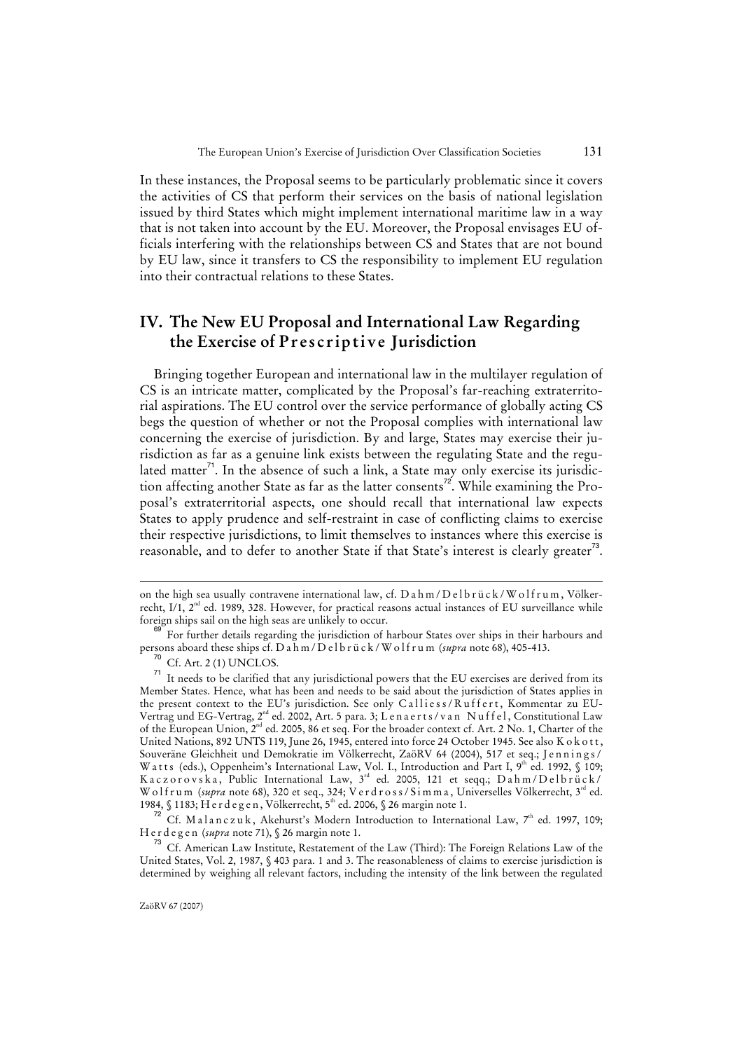In these instances, the Proposal seems to be particularly problematic since it covers the activities of CS that perform their services on the basis of national legislation issued by third States which might implement international maritime law in a way that is not taken into account by the EU. Moreover, the Proposal envisages EU officials interfering with the relationships between CS and States that are not bound by EU law, since it transfers to CS the responsibility to implement EU regulation into their contractual relations to these States.

## IV. The New EU Proposal and International Law Regarding the Exercise of *Prescriptive* Jurisdiction

Bringing together European and international law in the multilayer regulation of CS is an intricate matter, complicated by the Proposal's far-reaching extraterritorial aspirations. The EU control over the service performance of globally acting CS begs the question of whether or not the Proposal complies with international law concerning the exercise of jurisdiction. By and large, States may exercise their jurisdiction as far as a genuine link exists between the regulating State and the regulated matter[71]. In the absence of such a link, a State may only exercise its jurisdiction affecting another State as far as the latter consents[72]. While examining the Proposal's extraterritorial aspects, one should recall that international law expects States to apply prudence and self-restraint in case of conflicting claims to exercise their respective jurisdictions, to limit themselves to instances where this exercise is reasonable, and to defer to another State if that State's interest is clearly greater[73].

---

on the high sea usually contravene international law, cf. Dahm/Delbrück/Wolfrum, Völkerrecht, I/1, 2nd ed. 1989, 328. However, for practical reasons actual instances of EU surveillance while foreign ships sail on the high seas are unlikely to occur.

[69] For further details regarding the jurisdiction of harbour States over ships in their harbours and persons aboard these ships cf. Dahm/Delbrück/Wolfrum (*supra* note 68), 405-413.

[70] Cf. Art. 2 (1) UNCLOS.

[71] It needs to be clarified that any jurisdictional powers that the EU exercises are derived from its Member States. Hence, what has been and needs to be said about the jurisdiction of States applies in the present context to the EU's jurisdiction. See only Calliess/Ruffert, Kommentar zu EU-Vertrag und EG-Vertrag, 2nd ed. 2002, Art. 5 para. 3; Lenaerts/van Nuffel, Constitutional Law of the European Union, 2nd ed. 2005, 86 et seq. For the broader context cf. Art. 2 No. 1, Charter of the United Nations, 892 UNTS 119, June 26, 1945, entered into force 24 October 1945. See also Kokott, Souveräne Gleichheit und Demokratie im Völkerrecht, ZaöRV 64 (2004), 517 et seq.; Jennings/Watts (eds.), Oppenheim's International Law, Vol. I., Introduction and Part I, 9th ed. 1992, § 109; Kaczorovska, Public International Law, 3rd ed. 2005, 121 et seqq.; Dahm/Delbrück/Wolfrum (*supra* note 68), 320 et seq., 324; Verdross/Simma, Universelles Völkerrecht, 3rd ed. 1984, § 1183; Herdegen, Völkerrecht, 5th ed. 2006, § 26 margin note 1.

[72] Cf. Malanczuk, Akehurst's Modern Introduction to International Law, 7th ed. 1997, 109; Herdegen (*supra* note 71), § 26 margin note 1.

[73] Cf. American Law Institute, Restatement of the Law (Third): The Foreign Relations Law of the United States, Vol. 2, 1987, § 403 para. 1 and 3. The reasonableness of claims to exercise jurisdiction is determined by weighing all relevant factors, including the intensity of the link between the regulated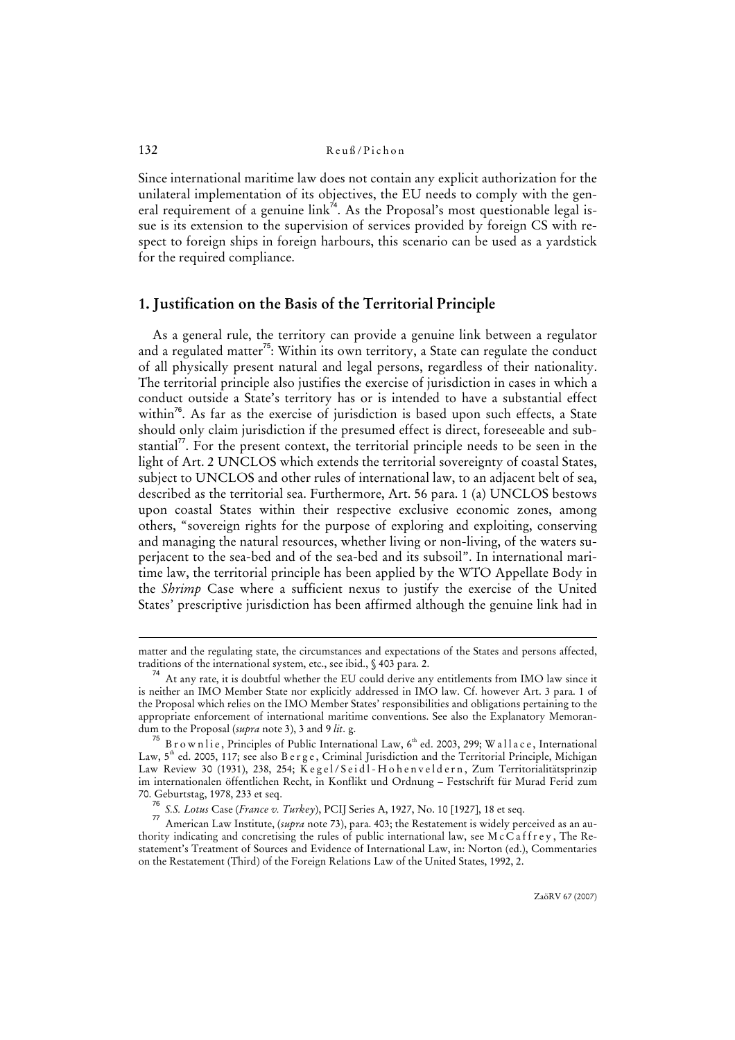Since international maritime law does not contain any explicit authorization for the unilateral implementation of its objectives, the EU needs to comply with the general requirement of a genuine link[74]. As the Proposal's most questionable legal issue is its extension to the supervision of services provided by foreign CS with respect to foreign ships in foreign harbours, this scenario can be used as a yardstick for the required compliance.

## 1. Justification on the Basis of the Territorial Principle

As a general rule, the territory can provide a genuine link between a regulator and a regulated matter[75]: Within its own territory, a State can regulate the conduct of all physically present natural and legal persons, regardless of their nationality. The territorial principle also justifies the exercise of jurisdiction in cases in which a conduct outside a State's territory has or is intended to have a substantial effect within[76]. As far as the exercise of jurisdiction is based upon such effects, a State should only claim jurisdiction if the presumed effect is direct, foreseeable and substantial[77]. For the present context, the territorial principle needs to be seen in the light of Art. 2 UNCLOS which extends the territorial sovereignty of coastal States, subject to UNCLOS and other rules of international law, to an adjacent belt of sea, described as the territorial sea. Furthermore, Art. 56 para. 1 (a) UNCLOS bestows upon coastal States within their respective exclusive economic zones, among others, "sovereign rights for the purpose of exploring and exploiting, conserving and managing the natural resources, whether living or non-living, of the waters superjacent to the sea-bed and of the sea-bed and its subsoil". In international maritime law, the territorial principle has been applied by the WTO Appellate Body in the *Shrimp* Case where a sufficient nexus to justify the exercise of the United States' prescriptive jurisdiction has been affirmed although the genuine link had in

---

matter and the regulating state, the circumstances and expectations of the States and persons affected, traditions of the international system, etc., see ibid., § 403 para. 2.

[74] At any rate, it is doubtful whether the EU could derive any entitlements from IMO law since it is neither an IMO Member State nor explicitly addressed in IMO law. Cf. however Art. 3 para. 1 of the Proposal which relies on the IMO Member States' responsibilities and obligations pertaining to the appropriate enforcement of international maritime conventions. See also the Explanatory Memorandum to the Proposal (*supra* note 3), 3 and 9 *lit*. g.

[75] Brownlie, Principles of Public International Law, 6th ed. 2003, 299; Wallace, International Law, 5th ed. 2005, 117; see also Berge, Criminal Jurisdiction and the Territorial Principle, Michigan Law Review 30 (1931), 238, 254; Kegel/Seidl-Hohenveldern, Zum Territorialitätsprinzip im internationalen öffentlichen Recht, in Konflikt und Ordnung – Festschrift für Murad Ferid zum 70. Geburtstag, 1978, 233 et seq.

[76] *S.S. Lotus* Case (*France v. Turkey*), PCIJ Series A, 1927, No. 10 [1927], 18 et seq.

[77] American Law Institute, (*supra* note 73), para. 403; the Restatement is widely perceived as an authority indicating and concretising the rules of public international law, see McCaffrey, The Restatement's Treatment of Sources and Evidence of International Law, in: Norton (ed.), Commentaries on the Restatement (Third) of the Foreign Relations Law of the United States, 1992, 2.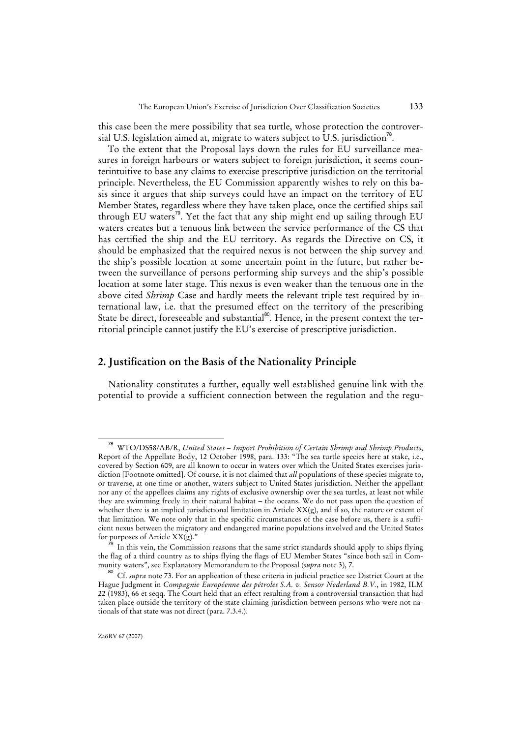this case been the mere possibility that sea turtle, whose protection the controversial U.S. legislation aimed at, migrate to waters subject to U.S. jurisdiction[78].

To the extent that the Proposal lays down the rules for EU surveillance measures in foreign harbours or waters subject to foreign jurisdiction, it seems counterintuitive to base any claims to exercise prescriptive jurisdiction on the territorial principle. Nevertheless, the EU Commission apparently wishes to rely on this basis since it argues that ship surveys could have an impact on the territory of EU Member States, regardless where they have taken place, once the certified ships sail through EU waters[79]. Yet the fact that any ship might end up sailing through EU waters creates but a tenuous link between the service performance of the CS that has certified the ship and the EU territory. As regards the Directive on CS, it should be emphasized that the required nexus is not between the ship survey and the ship's possible location at some uncertain point in the future, but rather between the surveillance of persons performing ship surveys and the ship's possible location at some later stage. This nexus is even weaker than the tenuous one in the above cited *Shrimp* Case and hardly meets the relevant triple test required by international law, i.e. that the presumed effect on the territory of the prescribing State be direct, foreseeable and substantial[80]. Hence, in the present context the territorial principle cannot justify the EU's exercise of prescriptive jurisdiction.

## 2. Justification on the Basis of the Nationality Principle

Nationality constitutes a further, equally well established genuine link with the potential to provide a sufficient connection between the regulation and the regu-

---

[78] WTO/DS58/AB/R, *United States – Import Prohibition of Certain Shrimp and Shrimp Products*, Report of the Appellate Body, 12 October 1998, para. 133: "The sea turtle species here at stake, i.e., covered by Section 609, are all known to occur in waters over which the United States exercises jurisdiction [Footnote omitted]. Of course, it is not claimed that *all* populations of these species migrate to, or traverse, at one time or another, waters subject to United States jurisdiction. Neither the appellant nor any of the appellees claims any rights of exclusive ownership over the sea turtles, at least not while they are swimming freely in their natural habitat – the oceans. We do not pass upon the question of whether there is an implied jurisdictional limitation in Article XX(g), and if so, the nature or extent of that limitation. We note only that in the specific circumstances of the case before us, there is a sufficient nexus between the migratory and endangered marine populations involved and the United States for purposes of Article XX(g)."

[79] In this vein, the Commission reasons that the same strict standards should apply to ships flying the flag of a third country as to ships flying the flags of EU Member States "since both sail in Community waters", see Explanatory Memorandum to the Proposal (*supra* note 3), 7.

[80] Cf. *supra* note 73. For an application of these criteria in judicial practice see District Court at the Hague Judgment in *Compagnie Européenne des pétroles S.A. v. Sensor Nederland B.V.*, in 1982, ILM 22 (1983), 66 et seqq. The Court held that an effect resulting from a controversial transaction that had taken place outside the territory of the state claiming jurisdiction between persons who were not nationals of that state was not direct (para. 7.3.4.).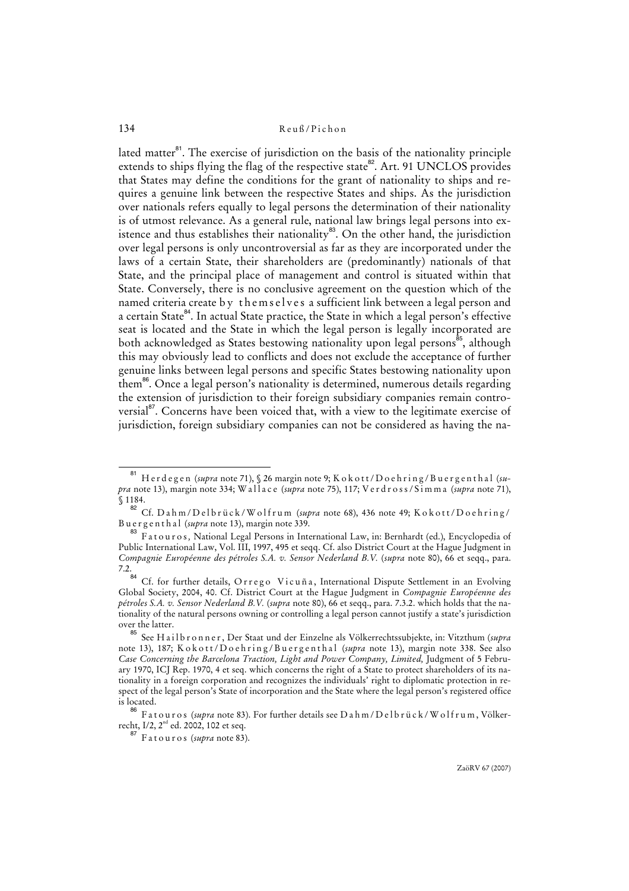lated matter[81]. The exercise of jurisdiction on the basis of the nationality principle extends to ships flying the flag of the respective state[82]. Art. 91 UNCLOS provides that States may define the conditions for the grant of nationality to ships and requires a genuine link between the respective States and ships. As the jurisdiction over nationals refers equally to legal persons the determination of their nationality is of utmost relevance. As a general rule, national law brings legal persons into existence and thus establishes their nationality[83]. On the other hand, the jurisdiction over legal persons is only uncontroversial as far as they are incorporated under the laws of a certain State, their shareholders are (predominantly) nationals of that State, and the principal place of management and control is situated within that State. Conversely, there is no conclusive agreement on the question which of the named criteria create by themselves a sufficient link between a legal person and a certain State[84]. In actual State practice, the State in which a legal person's effective seat is located and the State in which the legal person is legally incorporated are both acknowledged as States bestowing nationality upon legal persons[85], although this may obviously lead to conflicts and does not exclude the acceptance of further genuine links between legal persons and specific States bestowing nationality upon them[86]. Once a legal person's nationality is determined, numerous details regarding the extension of jurisdiction to their foreign subsidiary companies remain controversial[87]. Concerns have been voiced that, with a view to the legitimate exercise of jurisdiction, foreign subsidiary companies can not be considered as having the na-

---

[81] Herdegen (*supra* note 71), § 26 margin note 9; Kokott/Doehring/Buergenthal (*supra* note 13), margin note 334; Wallace (*supra* note 75), 117; Verdross/Simma (*supra* note 71), § 1184.

[82] Cf. Dahm/Delbrück/Wolfrum (*supra* note 68), 436 note 49; Kokott/Doehring/Buergenthal (*supra* note 13), margin note 339.

[83] Fatouros, National Legal Persons in International Law, in: Bernhardt (ed.), Encyclopedia of Public International Law, Vol. III, 1997, 495 et seqq. Cf. also District Court at the Hague Judgment in *Compagnie Européenne des pétroles S.A. v. Sensor Nederland B.V.* (*supra* note 80), 66 et seqq., para. 7.2.

[84] Cf. for further details, Orrego Vicuña, International Dispute Settlement in an Evolving Global Society, 2004, 40. Cf. District Court at the Hague Judgment in *Compagnie Européenne des pétroles S.A. v. Sensor Nederland B.V.* (*supra* note 80), 66 et seqq., para. 7.3.2. which holds that the nationality of the natural persons owning or controlling a legal person cannot justify a state's jurisdiction over the latter.

[85] See Hailbronner, Der Staat und der Einzelne als Völkerrechtssubjekte, in: Vitzthum (*supra* note 13), 187; Kokott/Doehring/Buergenthal (*supra* note 13), margin note 338. See also *Case Concerning the Barcelona Traction, Light and Power Company, Limited,* Judgment of 5 February 1970, ICJ Rep. 1970, 4 et seq. which concerns the right of a State to protect shareholders of its nationality in a foreign corporation and recognizes the individuals' right to diplomatic protection in respect of the legal person's State of incorporation and the State where the legal person's registered office is located.

[86] Fatouros (*supra* note 83). For further details see Dahm/Delbrück/Wolfrum, Völkerrecht, I/2, 2nd ed. 2002, 102 et seq.

[87] Fatouros (*supra* note 83).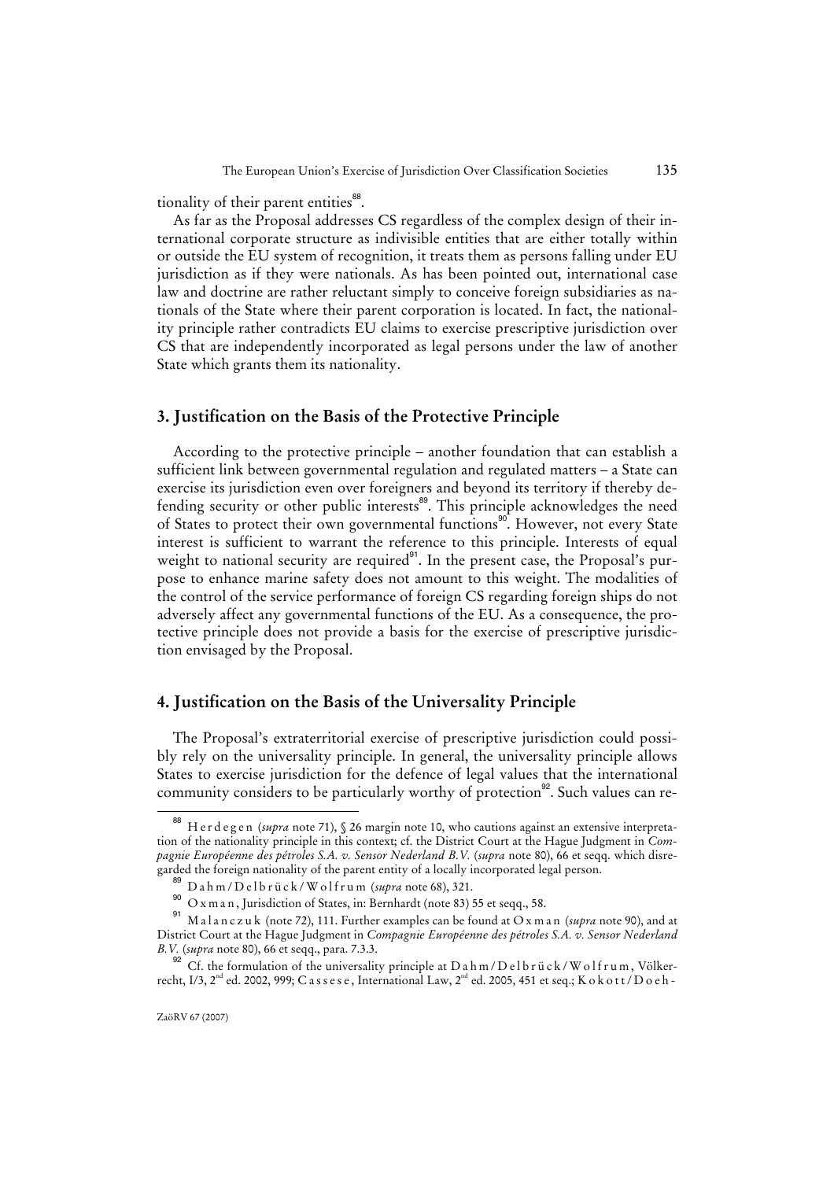tionality of their parent entities[88].

As far as the Proposal addresses CS regardless of the complex design of their international corporate structure as indivisible entities that are either totally within or outside the EU system of recognition, it treats them as persons falling under EU jurisdiction as if they were nationals. As has been pointed out, international case law and doctrine are rather reluctant simply to conceive foreign subsidiaries as nationals of the State where their parent corporation is located. In fact, the nationality principle rather contradicts EU claims to exercise prescriptive jurisdiction over CS that are independently incorporated as legal persons under the law of another State which grants them its nationality.

## 3. Justification on the Basis of the Protective Principle

According to the protective principle – another foundation that can establish a sufficient link between governmental regulation and regulated matters – a State can exercise its jurisdiction even over foreigners and beyond its territory if thereby defending security or other public interests[89]. This principle acknowledges the need of States to protect their own governmental functions[90]. However, not every State interest is sufficient to warrant the reference to this principle. Interests of equal weight to national security are required[91]. In the present case, the Proposal's purpose to enhance marine safety does not amount to this weight. The modalities of the control of the service performance of foreign CS regarding foreign ships do not adversely affect any governmental functions of the EU. As a consequence, the protective principle does not provide a basis for the exercise of prescriptive jurisdiction envisaged by the Proposal.

## 4. Justification on the Basis of the Universality Principle

The Proposal's extraterritorial exercise of prescriptive jurisdiction could possibly rely on the universality principle. In general, the universality principle allows States to exercise jurisdiction for the defence of legal values that the international community considers to be particularly worthy of protection[92]. Such values can re-

---

[88] Herdegen (*supra* note 71), § 26 margin note 10, who cautions against an extensive interpretation of the nationality principle in this context; cf. the District Court at the Hague Judgment in *Compagnie Européenne des pétroles S.A. v. Sensor Nederland B.V.* (*supra* note 80), 66 et seqq. which disregarded the foreign nationality of the parent entity of a locally incorporated legal person.

[89] Dahm/Delbrück/Wolfrum (*supra* note 68), 321.

[90] Oxman, Jurisdiction of States, in: Bernhardt (note 83) 55 et seqq., 58.

[91] Malanczuk (note 72), 111. Further examples can be found at Oxman (*supra* note 90), and at District Court at the Hague Judgment in *Compagnie Européenne des pétroles S.A. v. Sensor Nederland B.V.* (*supra* note 80), 66 et seqq., para. 7.3.3.

[92] Cf. the formulation of the universality principle at Dahm/Delbrück/Wolfrum, Völkerrecht, I/3, 2nd ed. 2002, 999; Cassese, International Law, 2nd ed. 2005, 451 et seq.; Kokott/Doeh-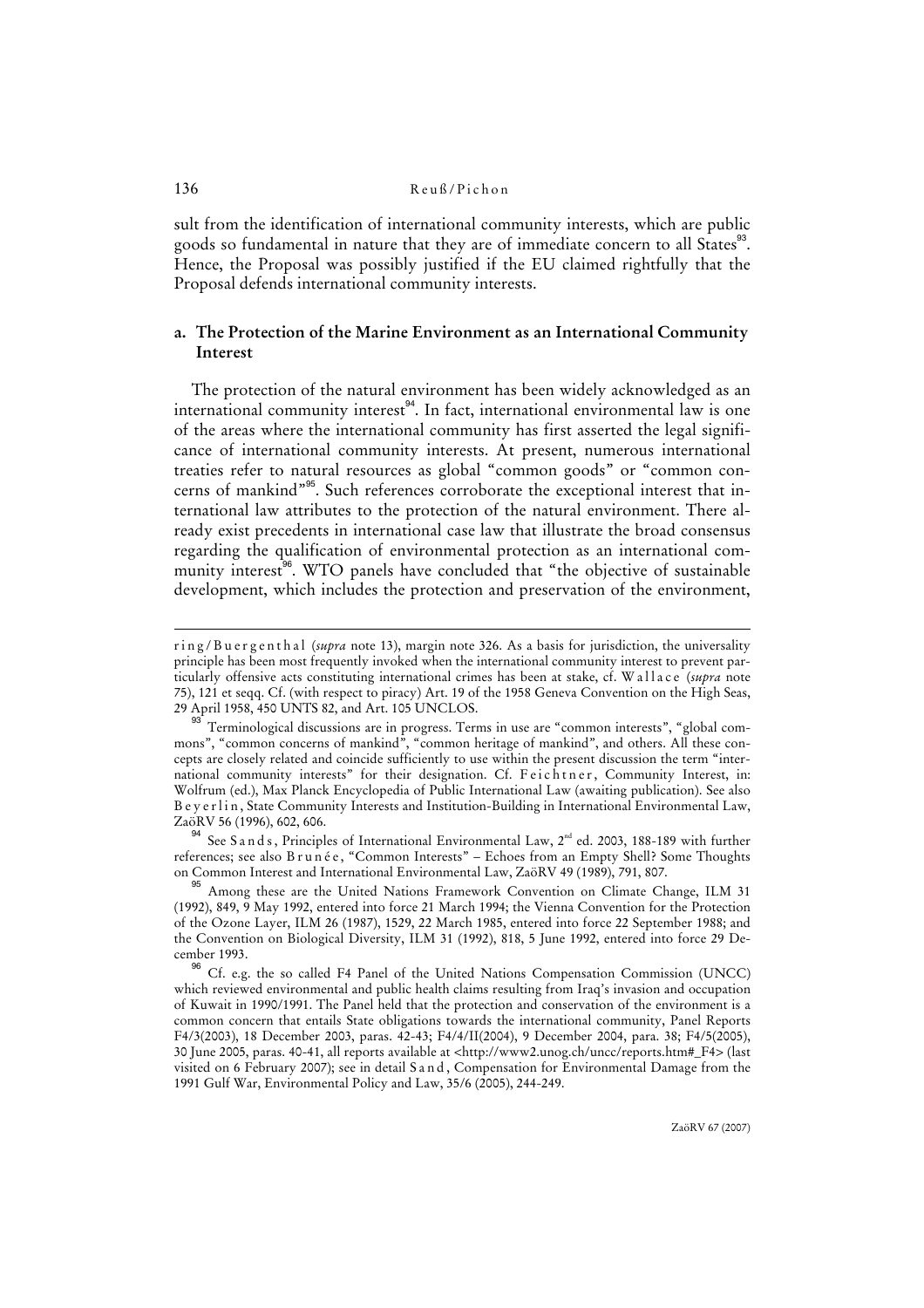sult from the identification of international community interests, which are public goods so fundamental in nature that they are of immediate concern to all States[93]. Hence, the Proposal was possibly justified if the EU claimed rightfully that the Proposal defends international community interests.

### a. The Protection of the Marine Environment as an International Community Interest

The protection of the natural environment has been widely acknowledged as an international community interest[94]. In fact, international environmental law is one of the areas where the international community has first asserted the legal significance of international community interests. At present, numerous international treaties refer to natural resources as global "common goods" or "common concerns of mankind"[95]. Such references corroborate the exceptional interest that international law attributes to the protection of the natural environment. There already exist precedents in international case law that illustrate the broad consensus regarding the qualification of environmental protection as an international community interest[96]. WTO panels have concluded that "the objective of sustainable development, which includes the protection and preservation of the environment,

---

ring/Buergenthal (*supra* note 13), margin note 326. As a basis for jurisdiction, the universality principle has been most frequently invoked when the international community interest to prevent particularly offensive acts constituting international crimes has been at stake, cf. Wallace (*supra* note 75), 121 et seqq. Cf. (with respect to piracy) Art. 19 of the 1958 Geneva Convention on the High Seas, 29 April 1958, 450 UNTS 82, and Art. 105 UNCLOS.

[93] Terminological discussions are in progress. Terms in use are "common interests", "global commons", "common concerns of mankind", "common heritage of mankind", and others. All these concepts are closely related and coincide sufficiently to use within the present discussion the term "international community interests" for their designation. Cf. Feichtner, Community Interest, in: Wolfrum (ed.), Max Planck Encyclopedia of Public International Law (awaiting publication). See also Beyerlin, State Community Interests and Institution-Building in International Environmental Law, ZaöRV 56 (1996), 602, 606.

[94] See Sands, Principles of International Environmental Law, 2nd ed. 2003, 188-189 with further references; see also Brunée, "Common Interests" – Echoes from an Empty Shell? Some Thoughts on Common Interest and International Environmental Law, ZaöRV 49 (1989), 791, 807.

[95] Among these are the United Nations Framework Convention on Climate Change, ILM 31 (1992), 849, 9 May 1992, entered into force 21 March 1994; the Vienna Convention for the Protection of the Ozone Layer, ILM 26 (1987), 1529, 22 March 1985, entered into force 22 September 1988; and the Convention on Biological Diversity, ILM 31 (1992), 818, 5 June 1992, entered into force 29 December 1993.

[96] Cf. e.g. the so called F4 Panel of the United Nations Compensation Commission (UNCC) which reviewed environmental and public health claims resulting from Iraq's invasion and occupation of Kuwait in 1990/1991. The Panel held that the protection and conservation of the environment is a common concern that entails State obligations towards the international community, Panel Reports F4/3(2003), 18 December 2003, paras. 42-43; F4/4/II(2004), 9 December 2004, para. 38; F4/5(2005), 30 June 2005, paras. 40-41, all reports available at <http://www2.unog.ch/uncc/reports.htm#_F4> (last visited on 6 February 2007); see in detail Sand, Compensation for Environmental Damage from the 1991 Gulf War, Environmental Policy and Law, 35/6 (2005), 244-249.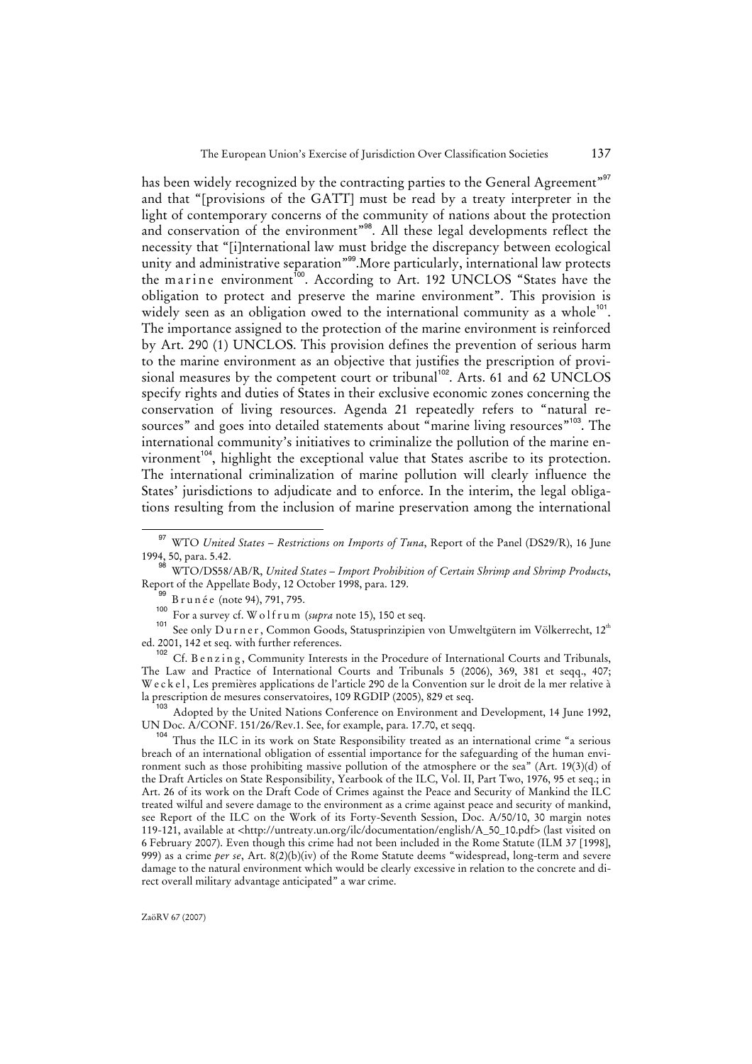has been widely recognized by the contracting parties to the General Agreement"[97] and that "[provisions of the GATT] must be read by a treaty interpreter in the light of contemporary concerns of the community of nations about the protection and conservation of the environment"[98]. All these legal developments reflect the necessity that "[i]nternational law must bridge the discrepancy between ecological unity and administrative separation"[99].More particularly, international law protects the marine environment[100]. According to Art. 192 UNCLOS "States have the obligation to protect and preserve the marine environment". This provision is widely seen as an obligation owed to the international community as a whole[101]. The importance assigned to the protection of the marine environment is reinforced by Art. 290 (1) UNCLOS. This provision defines the prevention of serious harm to the marine environment as an objective that justifies the prescription of provisional measures by the competent court or tribunal[102]. Arts. 61 and 62 UNCLOS specify rights and duties of States in their exclusive economic zones concerning the conservation of living resources. Agenda 21 repeatedly refers to "natural resources" and goes into detailed statements about "marine living resources"[103]. The international community's initiatives to criminalize the pollution of the marine environment[104], highlight the exceptional value that States ascribe to its protection. The international criminalization of marine pollution will clearly influence the States' jurisdictions to adjudicate and to enforce. In the interim, the legal obligations resulting from the inclusion of marine preservation among the international

---

[97] WTO *United States – Restrictions on Imports of Tuna*, Report of the Panel (DS29/R), 16 June 1994, 50, para. 5.42.

[98] WTO/DS58/AB/R, *United States – Import Prohibition of Certain Shrimp and Shrimp Products*, Report of the Appellate Body, 12 October 1998, para. 129.

[99] Brunée (note 94), 791, 795.

[100] For a survey cf. Wolfrum (*supra* note 15), 150 et seq.

[101] See only Durner, Common Goods, Statusprinzipien von Umweltgütern im Völkerrecht, 12th ed. 2001, 142 et seq. with further references.

[102] Cf. Benzing, Community Interests in the Procedure of International Courts and Tribunals, The Law and Practice of International Courts and Tribunals 5 (2006), 369, 381 et seqq., 407; Weckel, Les premières applications de l'article 290 de la Convention sur le droit de la mer relative à la prescription de mesures conservatoires, 109 RGDIP (2005), 829 et seq.

[103] Adopted by the United Nations Conference on Environment and Development, 14 June 1992, UN Doc. A/CONF. 151/26/Rev.1. See, for example, para. 17.70, et seqq.

[104] Thus the ILC in its work on State Responsibility treated as an international crime "a serious breach of an international obligation of essential importance for the safeguarding of the human environment such as those prohibiting massive pollution of the atmosphere or the sea" (Art. 19(3)(d) of the Draft Articles on State Responsibility, Yearbook of the ILC, Vol. II, Part Two, 1976, 95 et seq.; in Art. 26 of its work on the Draft Code of Crimes against the Peace and Security of Mankind the ILC treated wilful and severe damage to the environment as a crime against peace and security of mankind, see Report of the ILC on the Work of its Forty-Seventh Session, Doc. A/50/10, 30 margin notes 119-121, available at <http://untreaty.un.org/ilc/documentation/english/A_50_10.pdf> (last visited on 6 February 2007). Even though this crime had not been included in the Rome Statute (ILM 37 [1998], 999) as a crime *per se*, Art. 8(2)(b)(iv) of the Rome Statute deems "widespread, long-term and severe damage to the natural environment which would be clearly excessive in relation to the concrete and direct overall military advantage anticipated" a war crime.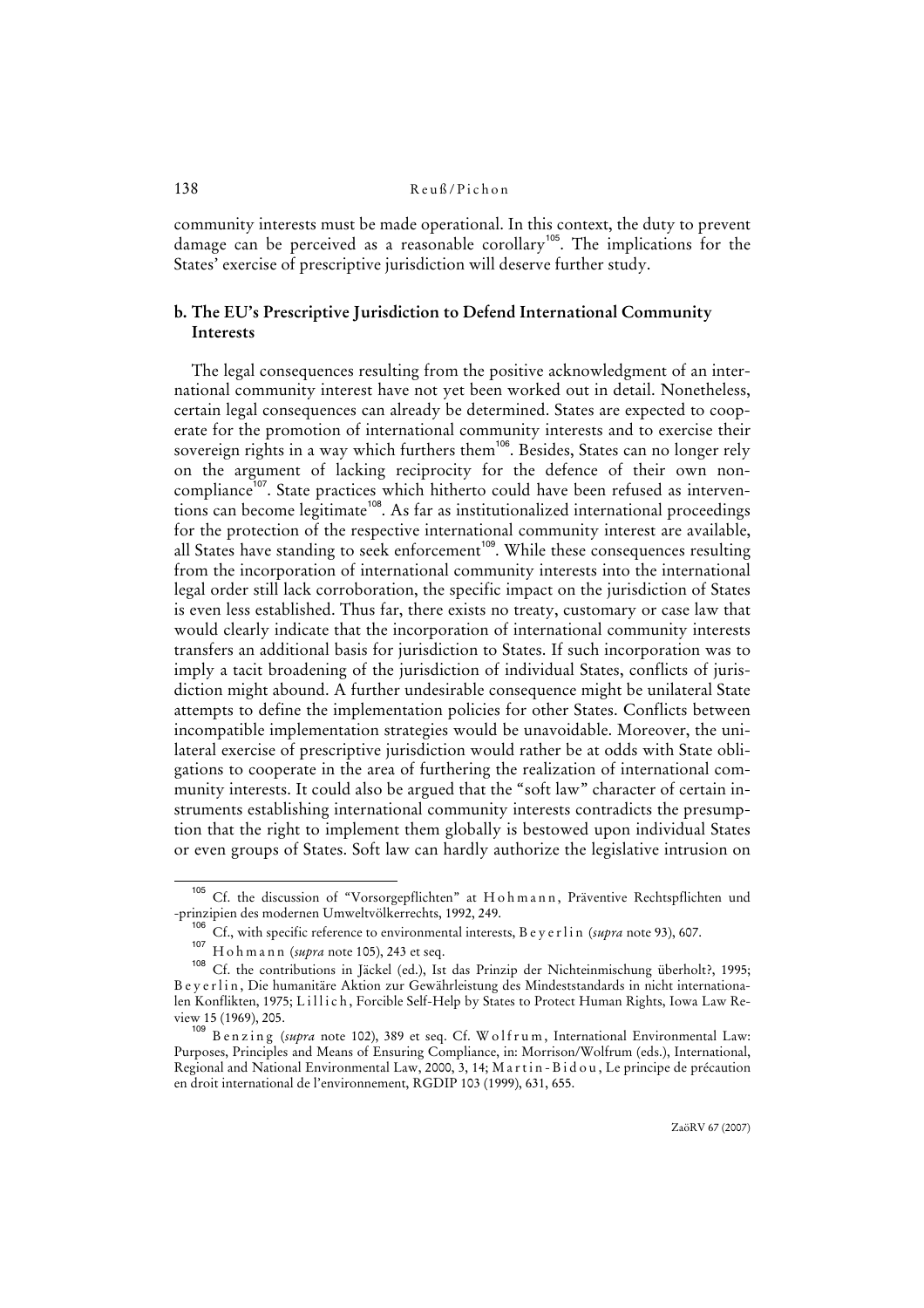community interests must be made operational. In this context, the duty to prevent damage can be perceived as a reasonable corollary[105]. The implications for the States' exercise of prescriptive jurisdiction will deserve further study.

### b. The EU's Prescriptive Jurisdiction to Defend International Community Interests

The legal consequences resulting from the positive acknowledgment of an international community interest have not yet been worked out in detail. Nonetheless, certain legal consequences can already be determined. States are expected to cooperate for the promotion of international community interests and to exercise their sovereign rights in a way which furthers them[106]. Besides, States can no longer rely on the argument of lacking reciprocity for the defence of their own noncompliance[107]. State practices which hitherto could have been refused as interventions can become legitimate[108]. As far as institutionalized international proceedings for the protection of the respective international community interest are available, all States have standing to seek enforcement[109]. While these consequences resulting from the incorporation of international community interests into the international legal order still lack corroboration, the specific impact on the jurisdiction of States is even less established. Thus far, there exists no treaty, customary or case law that would clearly indicate that the incorporation of international community interests transfers an additional basis for jurisdiction to States. If such incorporation was to imply a tacit broadening of the jurisdiction of individual States, conflicts of jurisdiction might abound. A further undesirable consequence might be unilateral State attempts to define the implementation policies for other States. Conflicts between incompatible implementation strategies would be unavoidable. Moreover, the unilateral exercise of prescriptive jurisdiction would rather be at odds with State obligations to cooperate in the area of furthering the realization of international community interests. It could also be argued that the "soft law" character of certain instruments establishing international community interests contradicts the presumption that the right to implement them globally is bestowed upon individual States or even groups of States. Soft law can hardly authorize the legislative intrusion on

---

[105] Cf. the discussion of "Vorsorgepflichten" at Hohmann, Präventive Rechtspflichten und -prinzipien des modernen Umweltvölkerrechts, 1992, 249.

[106] Cf., with specific reference to environmental interests, Beyerlin (*supra* note 93), 607.

[107] Hohmann (*supra* note 105), 243 et seq.

[108] Cf. the contributions in Jäckel (ed.), Ist das Prinzip der Nichteinmischung überholt?, 1995; Beyerlin, Die humanitäre Aktion zur Gewährleistung des Mindeststandards in nicht internationalen Konflikten, 1975; Lillich, Forcible Self-Help by States to Protect Human Rights, Iowa Law Review 15 (1969), 205.

[109] Benzing (*supra* note 102), 389 et seq. Cf. Wolfrum, International Environmental Law: Purposes, Principles and Means of Ensuring Compliance, in: Morrison/Wolfrum (eds.), International, Regional and National Environmental Law, 2000, 3, 14; Martin-Bidou, Le principe de précaution en droit international de l'environnement, RGDIP 103 (1999), 631, 655.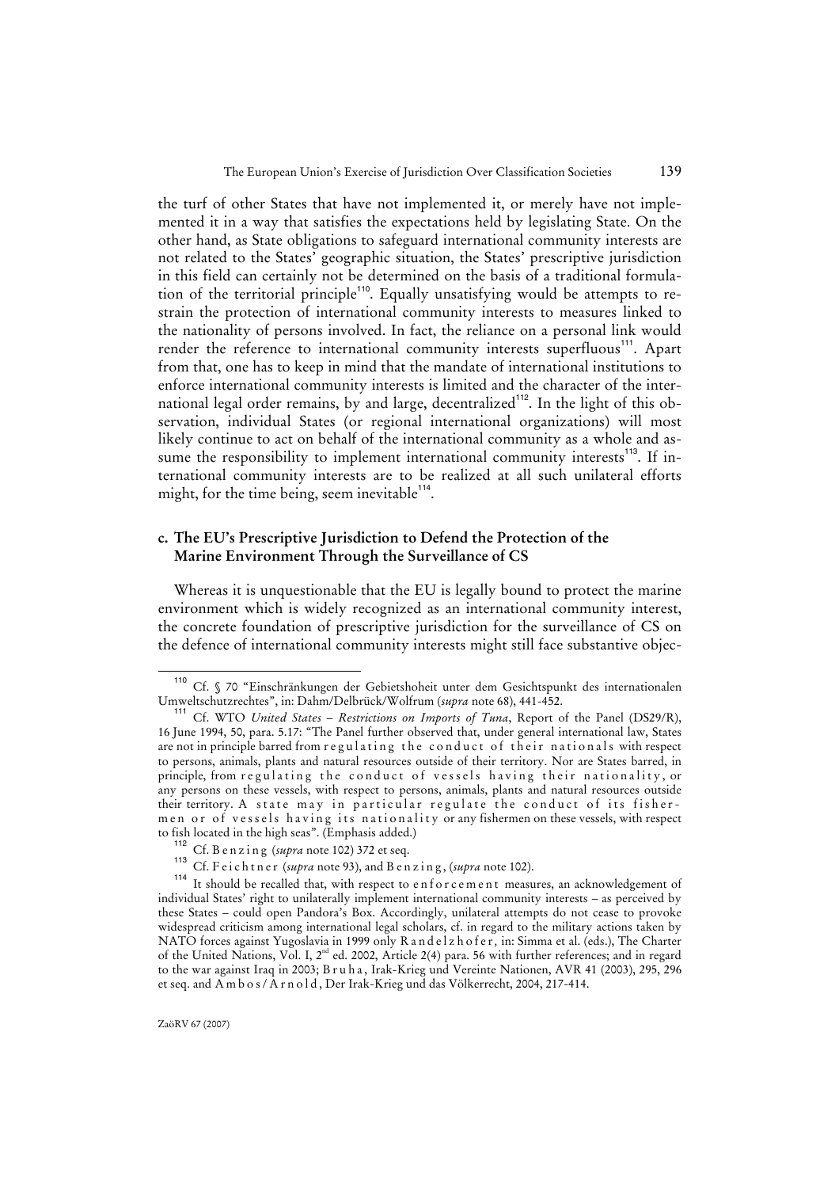the turf of other States that have not implemented it, or merely have not implemented it in a way that satisfies the expectations held by legislating State. On the other hand, as State obligations to safeguard international community interests are not related to the States' geographic situation, the States' prescriptive jurisdiction in this field can certainly not be determined on the basis of a traditional formulation of the territorial principle[110]. Equally unsatisfying would be attempts to restrain the protection of international community interests to measures linked to the nationality of persons involved. In fact, the reliance on a personal link would render the reference to international community interests superfluous[111]. Apart from that, one has to keep in mind that the mandate of international institutions to enforce international community interests is limited and the character of the international legal order remains, by and large, decentralized[112]. In the light of this observation, individual States (or regional international organizations) will most likely continue to act on behalf of the international community as a whole and assume the responsibility to implement international community interests[113]. If international community interests are to be realized at all such unilateral efforts might, for the time being, seem inevitable[114].

### c. The EU's Prescriptive Jurisdiction to Defend the Protection of the Marine Environment Through the Surveillance of CS

Whereas it is unquestionable that the EU is legally bound to protect the marine environment which is widely recognized as an international community interest, the concrete foundation of prescriptive jurisdiction for the surveillance of CS on the defence of international community interests might still face substantive objec-

---

[110] Cf. § 70 "Einschränkungen der Gebietshoheit unter dem Gesichtspunkt des internationalen Umweltschutzrechtes", in: Dahm/Delbrück/Wolfrum (*supra* note 68), 441-452.

[111] Cf. WTO *United States – Restrictions on Imports of Tuna*, Report of the Panel (DS29/R), 16 June 1994, 50, para. 5.17: "The Panel further observed that, under general international law, States are not in principle barred from regulating the conduct of their nationals with respect to persons, animals, plants and natural resources outside of their territory. Nor are States barred, in principle, from regulating the conduct of vessels having their nationality, or any persons on these vessels, with respect to persons, animals, plants and natural resources outside their territory. A state may in particular regulate the conduct of its fishermen or of vessels having its nationality or any fishermen on these vessels, with respect to fish located in the high seas". (Emphasis added.)

[112] Cf. Benzing (*supra* note 102) 372 et seq.

[113] Cf. Feichtner (*supra* note 93), and Benzing, (*supra* note 102).

[114] It should be recalled that, with respect to enforcement measures, an acknowledgement of individual States' right to unilaterally implement international community interests – as perceived by these States – could open Pandora's Box. Accordingly, unilateral attempts do not cease to provoke widespread criticism among international legal scholars, cf. in regard to the military actions taken by NATO forces against Yugoslavia in 1999 only Randelzhofer, in: Simma et al. (eds.), The Charter of the United Nations, Vol. I, 2nd ed. 2002, Article 2(4) para. 56 with further references; and in regard to the war against Iraq in 2003; Bruha, Irak-Krieg und Vereinte Nationen, AVR 41 (2003), 295, 296 et seq. and Ambos/Arnold, Der Irak-Krieg und das Völkerrecht, 2004, 217-414.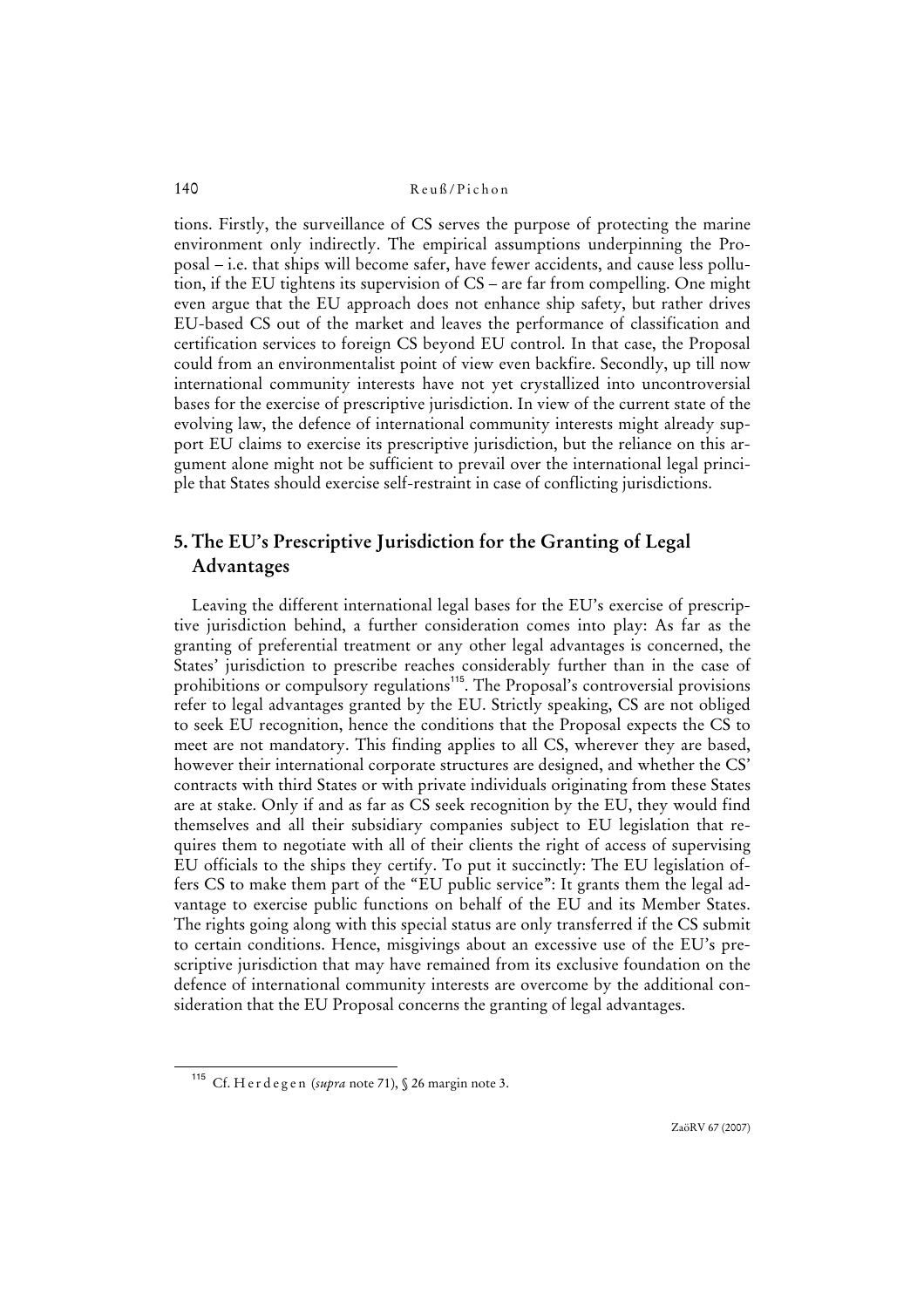tions. Firstly, the surveillance of CS serves the purpose of protecting the marine environment only indirectly. The empirical assumptions underpinning the Proposal – i.e. that ships will become safer, have fewer accidents, and cause less pollution, if the EU tightens its supervision of CS – are far from compelling. One might even argue that the EU approach does not enhance ship safety, but rather drives EU-based CS out of the market and leaves the performance of classification and certification services to foreign CS beyond EU control. In that case, the Proposal could from an environmentalist point of view even backfire. Secondly, up till now international community interests have not yet crystallized into uncontroversial bases for the exercise of prescriptive jurisdiction. In view of the current state of the evolving law, the defence of international community interests might already support EU claims to exercise its prescriptive jurisdiction, but the reliance on this argument alone might not be sufficient to prevail over the international legal principle that States should exercise self-restraint in case of conflicting jurisdictions.

## 5. The EU's Prescriptive Jurisdiction for the Granting of Legal Advantages

Leaving the different international legal bases for the EU's exercise of prescriptive jurisdiction behind, a further consideration comes into play: As far as the granting of preferential treatment or any other legal advantages is concerned, the States' jurisdiction to prescribe reaches considerably further than in the case of prohibitions or compulsory regulations[115]. The Proposal's controversial provisions refer to legal advantages granted by the EU. Strictly speaking, CS are not obliged to seek EU recognition, hence the conditions that the Proposal expects the CS to meet are not mandatory. This finding applies to all CS, wherever they are based, however their international corporate structures are designed, and whether the CS' contracts with third States or with private individuals originating from these States are at stake. Only if and as far as CS seek recognition by the EU, they would find themselves and all their subsidiary companies subject to EU legislation that requires them to negotiate with all of their clients the right of access of supervising EU officials to the ships they certify. To put it succinctly: The EU legislation offers CS to make them part of the "EU public service": It grants them the legal advantage to exercise public functions on behalf of the EU and its Member States. The rights going along with this special status are only transferred if the CS submit to certain conditions. Hence, misgivings about an excessive use of the EU's prescriptive jurisdiction that may have remained from its exclusive foundation on the defence of international community interests are overcome by the additional consideration that the EU Proposal concerns the granting of legal advantages.

---

[115] Cf. Herdegen (*supra* note 71), § 26 margin note 3.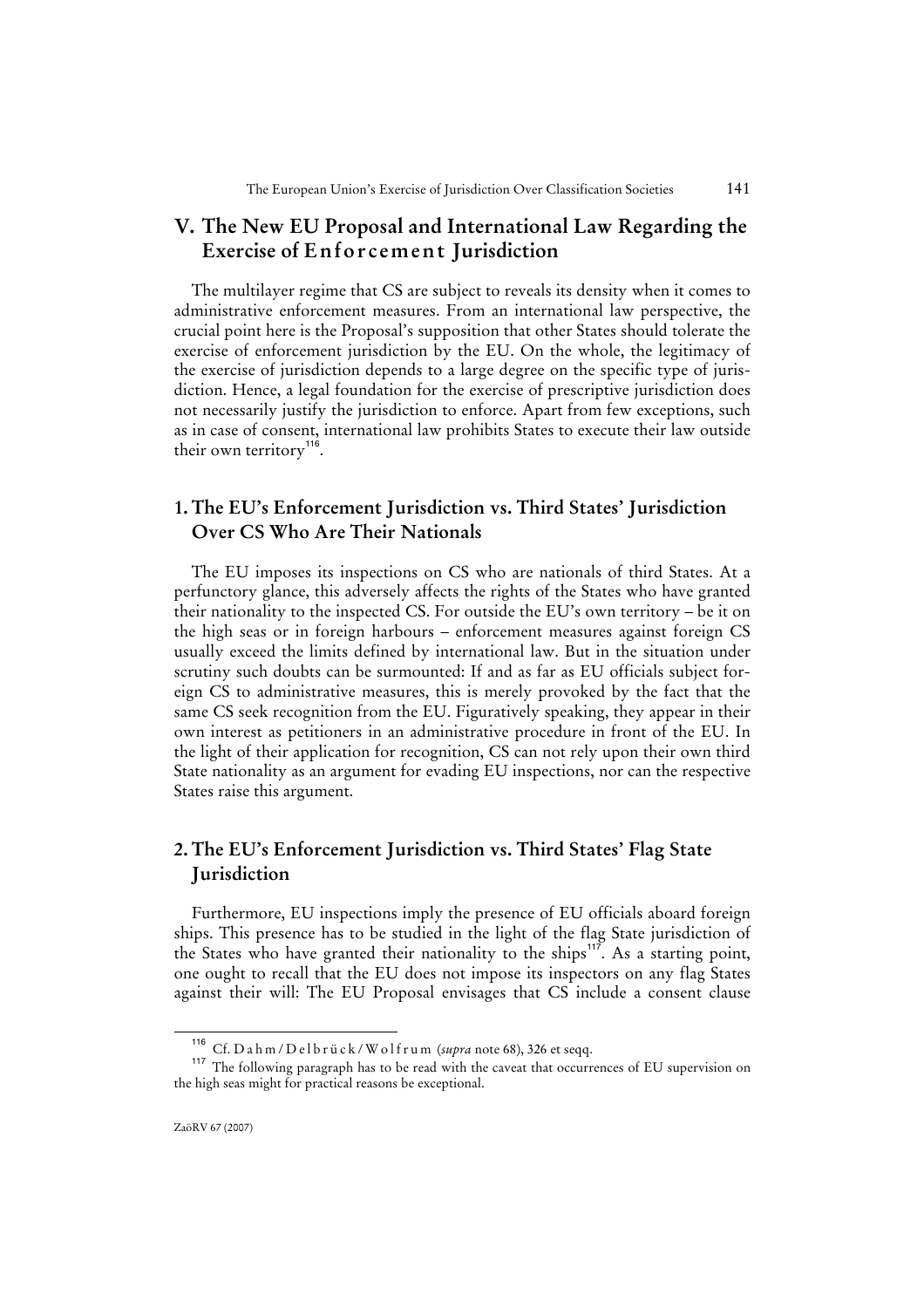## V. The New EU Proposal and International Law Regarding the Exercise of Enforcement Jurisdiction

The multilayer regime that CS are subject to reveals its density when it comes to administrative enforcement measures. From an international law perspective, the crucial point here is the Proposal's supposition that other States should tolerate the exercise of enforcement jurisdiction by the EU. On the whole, the legitimacy of the exercise of jurisdiction depends to a large degree on the specific type of jurisdiction. Hence, a legal foundation for the exercise of prescriptive jurisdiction does not necessarily justify the jurisdiction to enforce. Apart from few exceptions, such as in case of consent, international law prohibits States to execute their law outside their own territory[116].

### 1. The EU's Enforcement Jurisdiction vs. Third States' Jurisdiction Over CS Who Are Their Nationals

The EU imposes its inspections on CS who are nationals of third States. At a perfunctory glance, this adversely affects the rights of the States who have granted their nationality to the inspected CS. For outside the EU's own territory – be it on the high seas or in foreign harbours – enforcement measures against foreign CS usually exceed the limits defined by international law. But in the situation under scrutiny such doubts can be surmounted: If and as far as EU officials subject foreign CS to administrative measures, this is merely provoked by the fact that the same CS seek recognition from the EU. Figuratively speaking, they appear in their own interest as petitioners in an administrative procedure in front of the EU. In the light of their application for recognition, CS can not rely upon their own third State nationality as an argument for evading EU inspections, nor can the respective States raise this argument.

### 2. The EU's Enforcement Jurisdiction vs. Third States' Flag State Jurisdiction

Furthermore, EU inspections imply the presence of EU officials aboard foreign ships. This presence has to be studied in the light of the flag State jurisdiction of the States who have granted their nationality to the ships[117]. As a starting point, one ought to recall that the EU does not impose its inspectors on any flag States against their will: The EU Proposal envisages that CS include a consent clause

---

[116] Cf. Dahm/Delbrück/Wolfrum (*supra* note 68), 326 et seqq.

[117] The following paragraph has to be read with the caveat that occurrences of EU supervision on the high seas might for practical reasons be exceptional.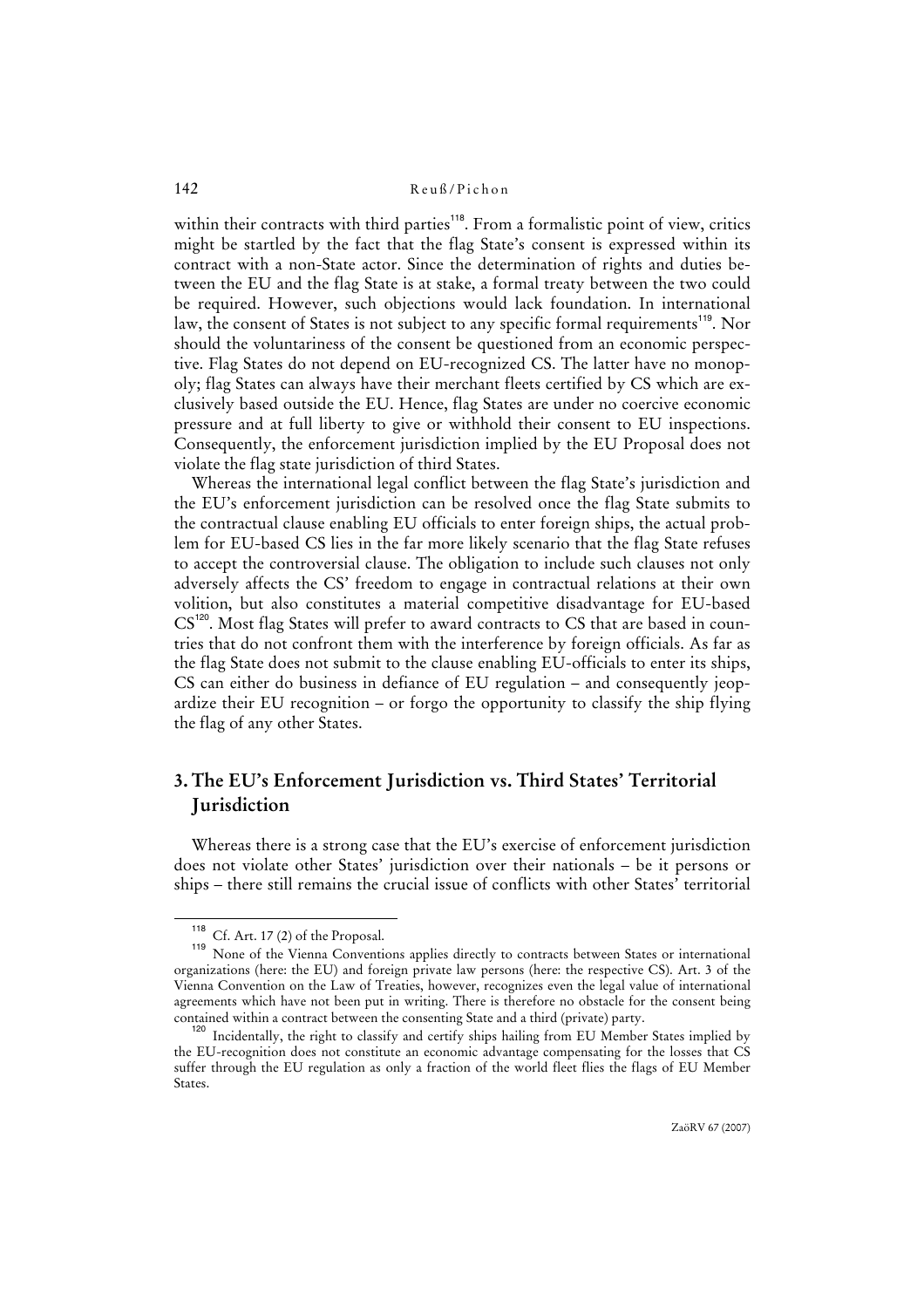within their contracts with third parties[118]. From a formalistic point of view, critics might be startled by the fact that the flag State's consent is expressed within its contract with a non-State actor. Since the determination of rights and duties between the EU and the flag State is at stake, a formal treaty between the two could be required. However, such objections would lack foundation. In international law, the consent of States is not subject to any specific formal requirements[119]. Nor should the voluntariness of the consent be questioned from an economic perspective. Flag States do not depend on EU-recognized CS. The latter have no monopoly; flag States can always have their merchant fleets certified by CS which are exclusively based outside the EU. Hence, flag States are under no coercive economic pressure and at full liberty to give or withhold their consent to EU inspections. Consequently, the enforcement jurisdiction implied by the EU Proposal does not violate the flag state jurisdiction of third States.

Whereas the international legal conflict between the flag State's jurisdiction and the EU's enforcement jurisdiction can be resolved once the flag State submits to the contractual clause enabling EU officials to enter foreign ships, the actual problem for EU-based CS lies in the far more likely scenario that the flag State refuses to accept the controversial clause. The obligation to include such clauses not only adversely affects the CS' freedom to engage in contractual relations at their own volition, but also constitutes a material competitive disadvantage for EU-based CS[120]. Most flag States will prefer to award contracts to CS that are based in countries that do not confront them with the interference by foreign officials. As far as the flag State does not submit to the clause enabling EU-officials to enter its ships, CS can either do business in defiance of EU regulation – and consequently jeopardize their EU recognition – or forgo the opportunity to classify the ship flying the flag of any other States.

## 3. The EU's Enforcement Jurisdiction vs. Third States' Territorial Jurisdiction

Whereas there is a strong case that the EU's exercise of enforcement jurisdiction does not violate other States' jurisdiction over their nationals – be it persons or ships – there still remains the crucial issue of conflicts with other States' territorial

---

[118] Cf. Art. 17 (2) of the Proposal.

[119] None of the Vienna Conventions applies directly to contracts between States or international organizations (here: the EU) and foreign private law persons (here: the respective CS). Art. 3 of the Vienna Convention on the Law of Treaties, however, recognizes even the legal value of international agreements which have not been put in writing. There is therefore no obstacle for the consent being contained within a contract between the consenting State and a third (private) party.

[120] Incidentally, the right to classify and certify ships hailing from EU Member States implied by the EU-recognition does not constitute an economic advantage compensating for the losses that CS suffer through the EU regulation as only a fraction of the world fleet flies the flags of EU Member States.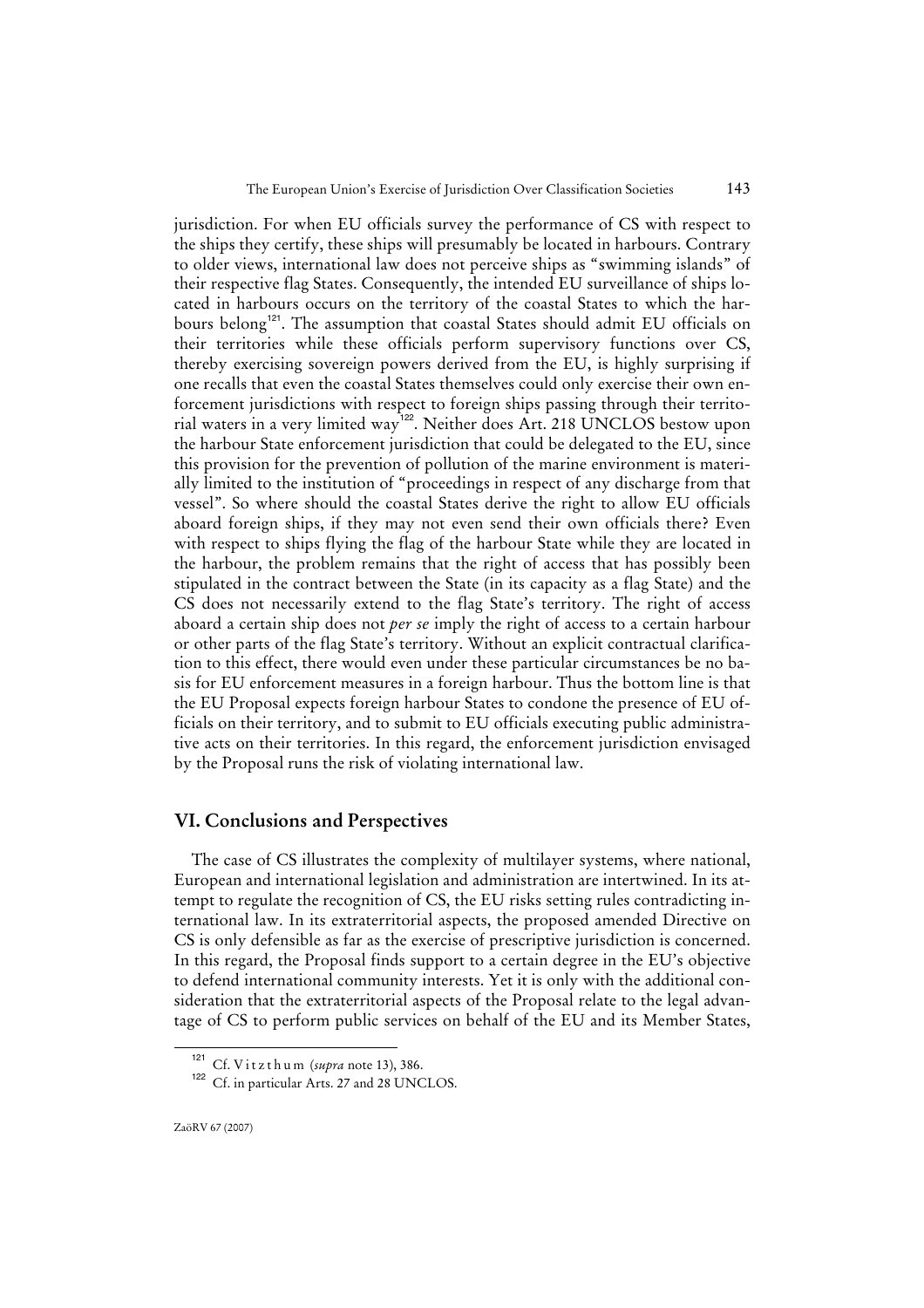jurisdiction. For when EU officials survey the performance of CS with respect to the ships they certify, these ships will presumably be located in harbours. Contrary to older views, international law does not perceive ships as "swimming islands" of their respective flag States. Consequently, the intended EU surveillance of ships located in harbours occurs on the territory of the coastal States to which the harbours belong[121]. The assumption that coastal States should admit EU officials on their territories while these officials perform supervisory functions over CS, thereby exercising sovereign powers derived from the EU, is highly surprising if one recalls that even the coastal States themselves could only exercise their own enforcement jurisdictions with respect to foreign ships passing through their territorial waters in a very limited way[122]. Neither does Art. 218 UNCLOS bestow upon the harbour State enforcement jurisdiction that could be delegated to the EU, since this provision for the prevention of pollution of the marine environment is materially limited to the institution of "proceedings in respect of any discharge from that vessel". So where should the coastal States derive the right to allow EU officials aboard foreign ships, if they may not even send their own officials there? Even with respect to ships flying the flag of the harbour State while they are located in the harbour, the problem remains that the right of access that has possibly been stipulated in the contract between the State (in its capacity as a flag State) and the CS does not necessarily extend to the flag State's territory. The right of access aboard a certain ship does not *per se* imply the right of access to a certain harbour or other parts of the flag State's territory. Without an explicit contractual clarification to this effect, there would even under these particular circumstances be no basis for EU enforcement measures in a foreign harbour. Thus the bottom line is that the EU Proposal expects foreign harbour States to condone the presence of EU officials on their territory, and to submit to EU officials executing public administrative acts on their territories. In this regard, the enforcement jurisdiction envisaged by the Proposal runs the risk of violating international law.

## VI. Conclusions and Perspectives

The case of CS illustrates the complexity of multilayer systems, where national, European and international legislation and administration are intertwined. In its attempt to regulate the recognition of CS, the EU risks setting rules contradicting international law. In its extraterritorial aspects, the proposed amended Directive on CS is only defensible as far as the exercise of prescriptive jurisdiction is concerned. In this regard, the Proposal finds support to a certain degree in the EU's objective to defend international community interests. Yet it is only with the additional consideration that the extraterritorial aspects of the Proposal relate to the legal advantage of CS to perform public services on behalf of the EU and its Member States,

[121] Cf. Vitzthum (*supra* note 13), 386.

[122] Cf. in particular Arts. 27 and 28 UNCLOS.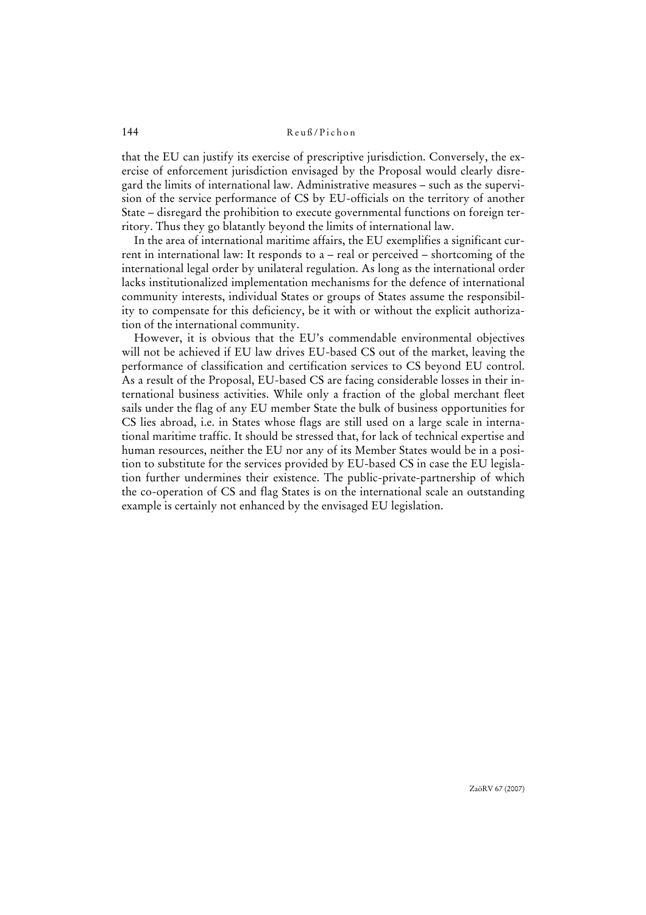that the EU can justify its exercise of prescriptive jurisdiction. Conversely, the exercise of enforcement jurisdiction envisaged by the Proposal would clearly disregard the limits of international law. Administrative measures – such as the supervision of the service performance of CS by EU-officials on the territory of another State – disregard the prohibition to execute governmental functions on foreign territory. Thus they go blatantly beyond the limits of international law.

In the area of international maritime affairs, the EU exemplifies a significant current in international law: It responds to a – real or perceived – shortcoming of the international legal order by unilateral regulation. As long as the international order lacks institutionalized implementation mechanisms for the defence of international community interests, individual States or groups of States assume the responsibility to compensate for this deficiency, be it with or without the explicit authorization of the international community.

However, it is obvious that the EU's commendable environmental objectives will not be achieved if EU law drives EU-based CS out of the market, leaving the performance of classification and certification services to CS beyond EU control. As a result of the Proposal, EU-based CS are facing considerable losses in their international business activities. While only a fraction of the global merchant fleet sails under the flag of any EU member State the bulk of business opportunities for CS lies abroad, i.e. in States whose flags are still used on a large scale in international maritime traffic. It should be stressed that, for lack of technical expertise and human resources, neither the EU nor any of its Member States would be in a position to substitute for the services provided by EU-based CS in case the EU legislation further undermines their existence. The public-private-partnership of which the co-operation of CS and flag States is on the international scale an outstanding example is certainly not enhanced by the envisaged EU legislation.